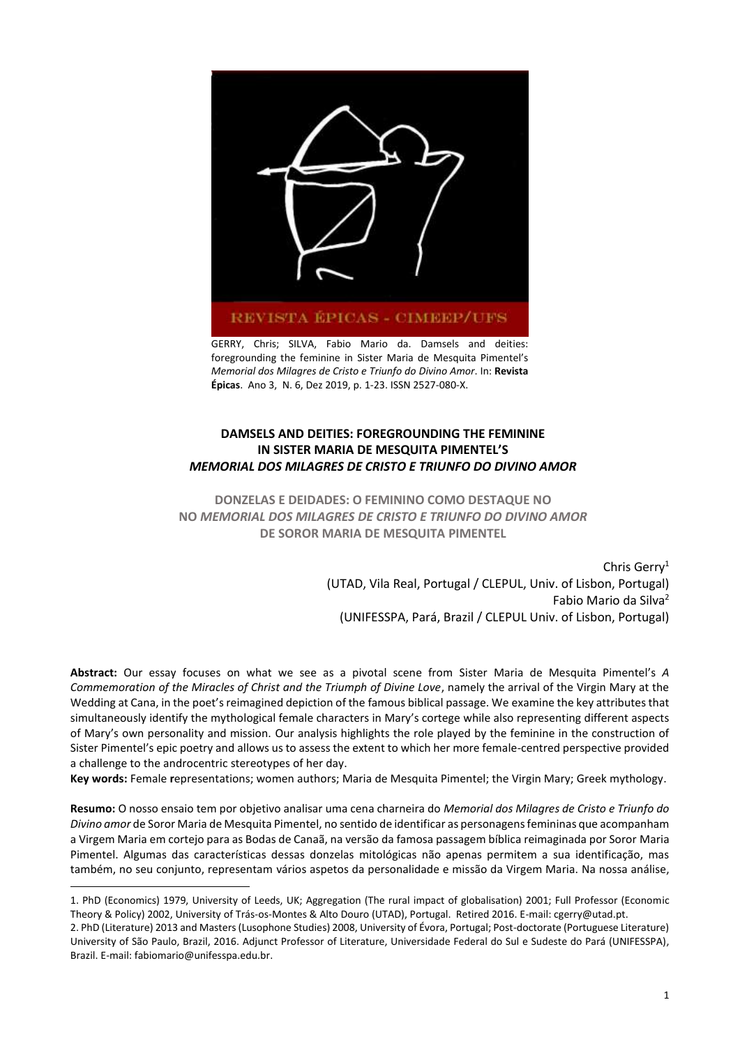REVISTA ÉPICAS - CIMEEP/UFS

GERRY, Chris; SILVA, Fabio Mario da. Damsels and deities: foregrounding the feminine in Sister Maria de Mesquita Pimentel's *Memorial dos Milagres de Cristo e Triunfo do Divino Amor*. In: **Revista Épicas**. Ano 3, N. 6, Dez 2019, p. 1-23. ISSN 2527-080-X.

# DAMSELS AND DEITIES: FOREGROUNDING THE FEMININE IN SISTER MARIA DE MESQUITA PIMENTEL'S *MEMORIAL DOS MILAGRES DE CRISTO E TRIUNFO DO DIVINO AMOR*

## DONZELAS E DEIDADES: O FEMININO COMO DESTAQUE NO NO *MEMORIAL DOS MILAGRES DE CRISTO E TRIUNFO DO DIVINO AMOR* DE SOROR MARIA DE MESQUITA PIMENTEL

Chris Gerry[1]
(UTAD, Vila Real, Portugal / CLEPUL, Univ. of Lisbon, Portugal)
Fabio Mario da Silva[2]
(UNIFESSPA, Pará, Brazil / CLEPUL Univ. of Lisbon, Portugal)

**Abstract:** Our essay focuses on what we see as a pivotal scene from Sister Maria de Mesquita Pimentel's *A Commemoration of the Miracles of Christ and the Triumph of Divine Love*, namely the arrival of the Virgin Mary at the Wedding at Cana, in the poet's reimagined depiction of the famous biblical passage. We examine the key attributes that simultaneously identify the mythological female characters in Mary's cortege while also representing different aspects of Mary's own personality and mission. Our analysis highlights the role played by the feminine in the construction of Sister Pimentel's epic poetry and allows us to assess the extent to which her more female-centred perspective provided a challenge to the androcentric stereotypes of her day.

**Key words:** Female **r**epresentations; women authors; Maria de Mesquita Pimentel; the Virgin Mary; Greek mythology.

**Resumo:** O nosso ensaio tem por objetivo analisar uma cena charneira do *Memorial dos Milagres de Cristo e Triunfo do Divino amor* de Soror Maria de Mesquita Pimentel, no sentido de identificar as personagens femininas que acompanham a Virgem Maria em cortejo para as Bodas de Canaã, na versão da famosa passagem bíblica reimaginada por Soror Maria Pimentel. Algumas das características dessas donzelas mitológicas não apenas permitem a sua identificação, mas também, no seu conjunto, representam vários aspetos da personalidade e missão da Virgem Maria. Na nossa análise,

---

1. PhD (Economics) 1979, University of Leeds, UK; Aggregation (The rural impact of globalisation) 2001; Full Professor (Economic Theory & Policy) 2002, University of Trás-os-Montes & Alto Douro (UTAD), Portugal. Retired 2016. E-mail: cgerry@utad.pt.

2. PhD (Literature) 2013 and Masters (Lusophone Studies) 2008, University of Évora, Portugal; Post-doctorate (Portuguese Literature) University of São Paulo, Brazil, 2016. Adjunct Professor of Literature, Universidade Federal do Sul e Sudeste do Pará (UNIFESSPA), Brazil. E-mail: fabiomario@unifesspa.edu.br.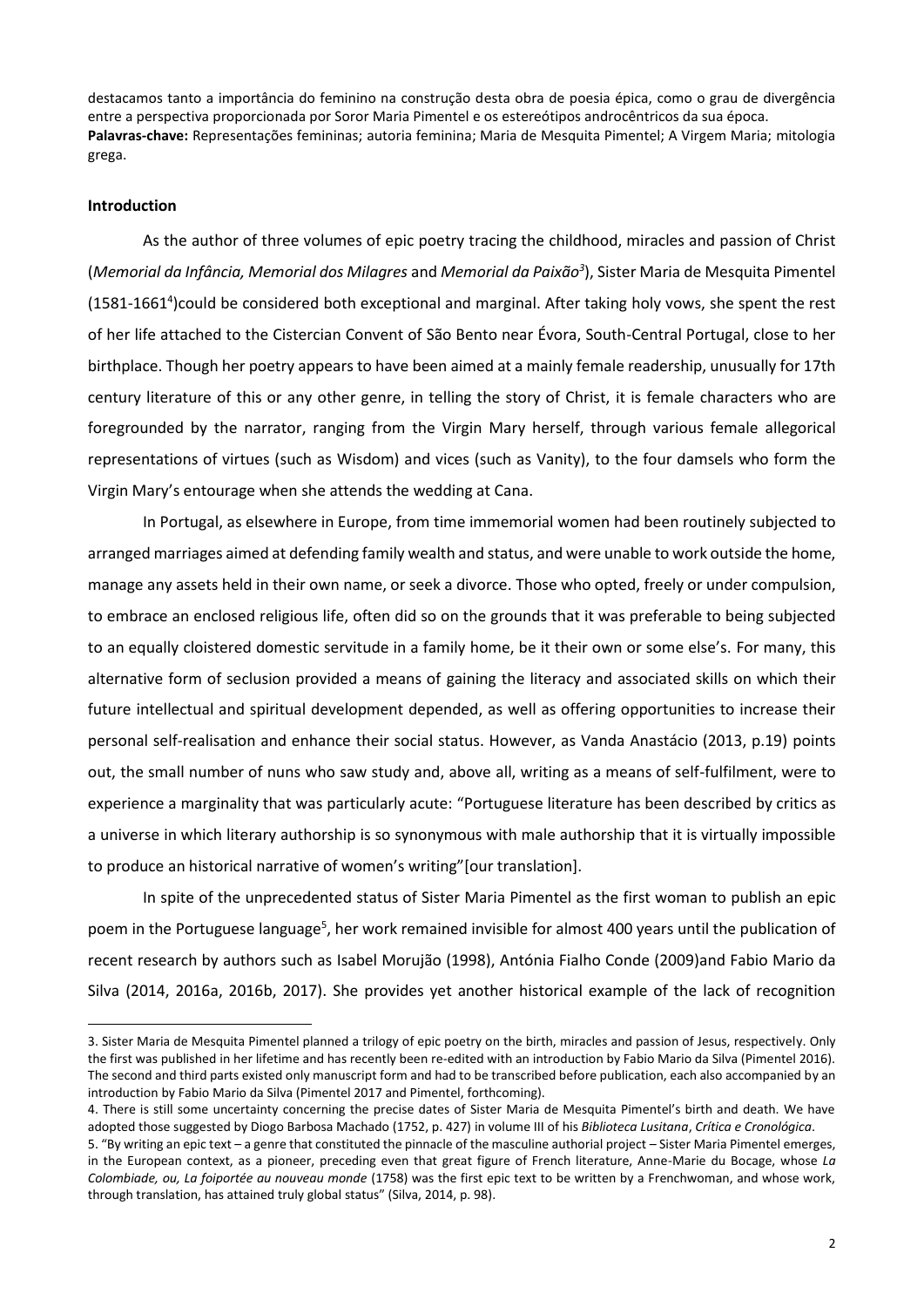destacamos tanto a importância do feminino na construção desta obra de poesia épica, como o grau de divergência entre a perspectiva proporcionada por Soror Maria Pimentel e os estereótipos androcêntricos da sua época.

**Palavras-chave:** Representações femininas; autoria feminina; Maria de Mesquita Pimentel; A Virgem Maria; mitologia grega.

## Introduction

As the author of three volumes of epic poetry tracing the childhood, miracles and passion of Christ (*Memorial da Infância, Memorial dos Milagres* and *Memorial da Paixão*[3]), Sister Maria de Mesquita Pimentel (1581-1661[4])could be considered both exceptional and marginal. After taking holy vows, she spent the rest of her life attached to the Cistercian Convent of São Bento near Évora, South-Central Portugal, close to her birthplace. Though her poetry appears to have been aimed at a mainly female readership, unusually for 17th century literature of this or any other genre, in telling the story of Christ, it is female characters who are foregrounded by the narrator, ranging from the Virgin Mary herself, through various female allegorical representations of virtues (such as Wisdom) and vices (such as Vanity), to the four damsels who form the Virgin Mary's entourage when she attends the wedding at Cana.

In Portugal, as elsewhere in Europe, from time immemorial women had been routinely subjected to arranged marriages aimed at defending family wealth and status, and were unable to work outside the home, manage any assets held in their own name, or seek a divorce. Those who opted, freely or under compulsion, to embrace an enclosed religious life, often did so on the grounds that it was preferable to being subjected to an equally cloistered domestic servitude in a family home, be it their own or some else's. For many, this alternative form of seclusion provided a means of gaining the literacy and associated skills on which their future intellectual and spiritual development depended, as well as offering opportunities to increase their personal self-realisation and enhance their social status. However, as Vanda Anastácio (2013, p.19) points out, the small number of nuns who saw study and, above all, writing as a means of self-fulfilment, were to experience a marginality that was particularly acute: "Portuguese literature has been described by critics as a universe in which literary authorship is so synonymous with male authorship that it is virtually impossible to produce an historical narrative of women's writing"[our translation].

In spite of the unprecedented status of Sister Maria Pimentel as the first woman to publish an epic poem in the Portuguese language[5], her work remained invisible for almost 400 years until the publication of recent research by authors such as Isabel Morujão (1998), Antónia Fialho Conde (2009)and Fabio Mario da Silva (2014, 2016a, 2016b, 2017). She provides yet another historical example of the lack of recognition

---

3. Sister Maria de Mesquita Pimentel planned a trilogy of epic poetry on the birth, miracles and passion of Jesus, respectively. Only the first was published in her lifetime and has recently been re-edited with an introduction by Fabio Mario da Silva (Pimentel 2016). The second and third parts existed only manuscript form and had to be transcribed before publication, each also accompanied by an introduction by Fabio Mario da Silva (Pimentel 2017 and Pimentel, forthcoming).

4. There is still some uncertainty concerning the precise dates of Sister Maria de Mesquita Pimentel's birth and death. We have adopted those suggested by Diogo Barbosa Machado (1752, p. 427) in volume III of his *Biblioteca Lusitana*, *Crítica e Cronológica*.

5. "By writing an epic text – a genre that constituted the pinnacle of the masculine authorial project – Sister Maria Pimentel emerges, in the European context, as a pioneer, preceding even that great figure of French literature, Anne-Marie du Bocage, whose *La Colombiade, ou, La foiportée au nouveau monde* (1758) was the first epic text to be written by a Frenchwoman, and whose work, through translation, has attained truly global status" (Silva, 2014, p. 98).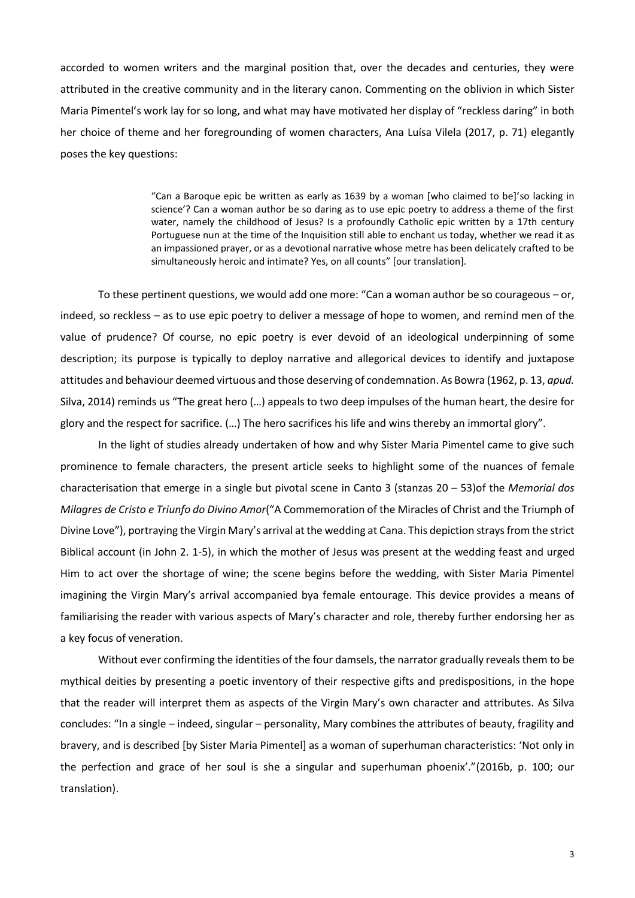accorded to women writers and the marginal position that, over the decades and centuries, they were attributed in the creative community and in the literary canon. Commenting on the oblivion in which Sister Maria Pimentel's work lay for so long, and what may have motivated her display of "reckless daring" in both her choice of theme and her foregrounding of women characters, Ana Luísa Vilela (2017, p. 71) elegantly poses the key questions:

> "Can a Baroque epic be written as early as 1639 by a woman [who claimed to be]'so lacking in science'? Can a woman author be so daring as to use epic poetry to address a theme of the first water, namely the childhood of Jesus? Is a profoundly Catholic epic written by a 17th century Portuguese nun at the time of the Inquisition still able to enchant us today, whether we read it as an impassioned prayer, or as a devotional narrative whose metre has been delicately crafted to be simultaneously heroic and intimate? Yes, on all counts" [our translation].

To these pertinent questions, we would add one more: "Can a woman author be so courageous – or, indeed, so reckless – as to use epic poetry to deliver a message of hope to women, and remind men of the value of prudence? Of course, no epic poetry is ever devoid of an ideological underpinning of some description; its purpose is typically to deploy narrative and allegorical devices to identify and juxtapose attitudes and behaviour deemed virtuous and those deserving of condemnation. As Bowra (1962, p. 13, *apud.* Silva, 2014) reminds us "The great hero (…) appeals to two deep impulses of the human heart, the desire for glory and the respect for sacrifice. (…) The hero sacrifices his life and wins thereby an immortal glory".

In the light of studies already undertaken of how and why Sister Maria Pimentel came to give such prominence to female characters, the present article seeks to highlight some of the nuances of female characterisation that emerge in a single but pivotal scene in Canto 3 (stanzas 20 – 53)of the *Memorial dos Milagres de Cristo e Triunfo do Divino Amor*("A Commemoration of the Miracles of Christ and the Triumph of Divine Love"), portraying the Virgin Mary's arrival at the wedding at Cana. This depiction strays from the strict Biblical account (in John 2. 1-5), in which the mother of Jesus was present at the wedding feast and urged Him to act over the shortage of wine; the scene begins before the wedding, with Sister Maria Pimentel imagining the Virgin Mary's arrival accompanied bya female entourage. This device provides a means of familiarising the reader with various aspects of Mary's character and role, thereby further endorsing her as a key focus of veneration.

Without ever confirming the identities of the four damsels, the narrator gradually reveals them to be mythical deities by presenting a poetic inventory of their respective gifts and predispositions, in the hope that the reader will interpret them as aspects of the Virgin Mary's own character and attributes. As Silva concludes: "In a single – indeed, singular – personality, Mary combines the attributes of beauty, fragility and bravery, and is described [by Sister Maria Pimentel] as a woman of superhuman characteristics: 'Not only in the perfection and grace of her soul is she a singular and superhuman phoenix'."(2016b, p. 100; our translation).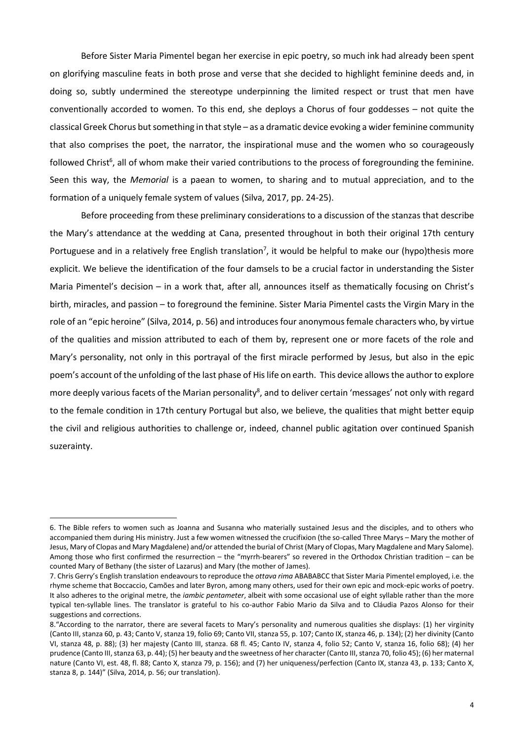Before Sister Maria Pimentel began her exercise in epic poetry, so much ink had already been spent on glorifying masculine feats in both prose and verse that she decided to highlight feminine deeds and, in doing so, subtly undermined the stereotype underpinning the limited respect or trust that men have conventionally accorded to women. To this end, she deploys a Chorus of four goddesses – not quite the classical Greek Chorus but something in that style – as a dramatic device evoking a wider feminine community that also comprises the poet, the narrator, the inspirational muse and the women who so courageously followed Christ[6], all of whom make their varied contributions to the process of foregrounding the feminine. Seen this way, the *Memorial* is a paean to women, to sharing and to mutual appreciation, and to the formation of a uniquely female system of values (Silva, 2017, pp. 24-25).

Before proceeding from these preliminary considerations to a discussion of the stanzas that describe the Mary's attendance at the wedding at Cana, presented throughout in both their original 17th century Portuguese and in a relatively free English translation[7], it would be helpful to make our (hypo)thesis more explicit. We believe the identification of the four damsels to be a crucial factor in understanding the Sister Maria Pimentel's decision – in a work that, after all, announces itself as thematically focusing on Christ's birth, miracles, and passion – to foreground the feminine. Sister Maria Pimentel casts the Virgin Mary in the role of an "epic heroine" (Silva, 2014, p. 56) and introduces four anonymous female characters who, by virtue of the qualities and mission attributed to each of them by, represent one or more facets of the role and Mary's personality, not only in this portrayal of the first miracle performed by Jesus, but also in the epic poem's account of the unfolding of the last phase of His life on earth. This device allows the author to explore more deeply various facets of the Marian personality[8], and to deliver certain 'messages' not only with regard to the female condition in 17th century Portugal but also, we believe, the qualities that might better equip the civil and religious authorities to challenge or, indeed, channel public agitation over continued Spanish suzerainty.

---

6. The Bible refers to women such as Joanna and Susanna who materially sustained Jesus and the disciples, and to others who accompanied them during His ministry. Just a few women witnessed the crucifixion (the so-called Three Marys – Mary the mother of Jesus, Mary of Clopas and Mary Magdalene) and/or attended the burial of Christ (Mary of Clopas, Mary Magdalene and Mary Salome). Among those who first confirmed the resurrection – the "myrrh-bearers" so revered in the Orthodox Christian tradition – can be counted Mary of Bethany (the sister of Lazarus) and Mary (the mother of James).

7. Chris Gerry's English translation endeavours to reproduce the *ottava rima* ABABABCC that Sister Maria Pimentel employed, i.e. the rhyme scheme that Boccaccio, Camões and later Byron, among many others, used for their own epic and mock-epic works of poetry. It also adheres to the original metre, the *iambic pentameter*, albeit with some occasional use of eight syllable rather than the more typical ten-syllable lines. The translator is grateful to his co-author Fabio Mario da Silva and to Cláudia Pazos Alonso for their suggestions and corrections.

8. "According to the narrator, there are several facets to Mary's personality and numerous qualities she displays: (1) her virginity (Canto III, stanza 60, p. 43; Canto V, stanza 19, folio 69; Canto VII, stanza 55, p. 107; Canto IX, stanza 46, p. 134); (2) her divinity (Canto VI, stanza 48, p. 88); (3) her majesty (Canto III, stanza. 68 fl. 45; Canto IV, stanza 4, folio 52; Canto V, stanza 16, folio 68); (4) her prudence (Canto III, stanza 63, p. 44); (5) her beauty and the sweetness of her character (Canto III, stanza 70, folio 45); (6) her maternal nature (Canto VI, est. 48, fl. 88; Canto X, stanza 79, p. 156); and (7) her uniqueness/perfection (Canto IX, stanza 43, p. 133; Canto X, stanza 8, p. 144)" (Silva, 2014, p. 56; our translation).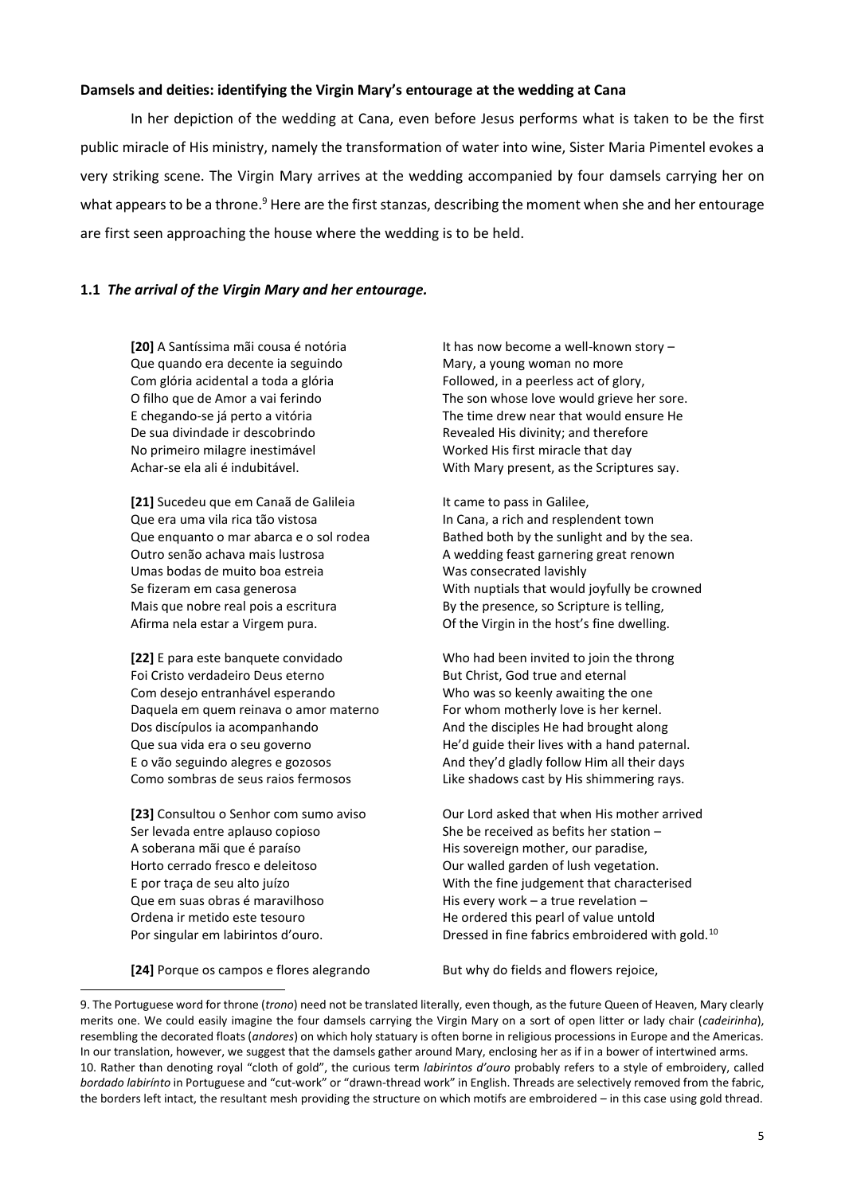**Damsels and deities: identifying the Virgin Mary's entourage at the wedding at Cana**

In her depiction of the wedding at Cana, even before Jesus performs what is taken to be the first public miracle of His ministry, namely the transformation of water into wine, Sister Maria Pimentel evokes a very striking scene. The Virgin Mary arrives at the wedding accompanied by four damsels carrying her on what appears to be a throne.[9] Here are the first stanzas, describing the moment when she and her entourage are first seen approaching the house where the wedding is to be held.

### 1.1 *The arrival of the Virgin Mary and her entourage.*

| | |
|---|---|
| **[20]** A Santíssima mãi cousa é notória<br>Que quando era decente ia seguindo<br>Com glória acidental a toda a glória<br>O filho que de Amor a vai ferindo<br>E chegando-se já perto a vitória<br>De sua divindade ir descobrindo<br>No primeiro milagre inestimável<br>Achar-se ela ali é indubitável. | It has now become a well-known story –<br>Mary, a young woman no more<br>Followed, in a peerless act of glory,<br>The son whose love would grieve her sore.<br>The time drew near that would ensure He<br>Revealed His divinity; and therefore<br>Worked His first miracle that day<br>With Mary present, as the Scriptures say. |
| **[21]** Sucedeu que em Canaã de Galileia<br>Que era uma vila rica tão vistosa<br>Que enquanto o mar abarca e o sol rodea<br>Outro senão achava mais lustrosa<br>Umas bodas de muito boa estreia<br>Se fizeram em casa generosa<br>Mais que nobre real pois a escritura<br>Afirma nela estar a Virgem pura. | It came to pass in Galilee,<br>In Cana, a rich and resplendent town<br>Bathed both by the sunlight and by the sea.<br>A wedding feast garnering great renown<br>Was consecrated lavishly<br>With nuptials that would joyfully be crowned<br>By the presence, so Scripture is telling,<br>Of the Virgin in the host's fine dwelling. |
| **[22]** E para este banquete convidado<br>Foi Cristo verdadeiro Deus eterno<br>Com desejo entranhável esperando<br>Daquela em quem reinava o amor materno<br>Dos discípulos ia acompanhando<br>Que sua vida era o seu governo<br>E o vão seguindo alegres e gozosos<br>Como sombras de seus raios fermosos | Who had been invited to join the throng<br>But Christ, God true and eternal<br>Who was so keenly awaiting the one<br>For whom motherly love is her kernel.<br>And the disciples He had brought along<br>He'd guide their lives with a hand paternal.<br>And they'd gladly follow Him all their days<br>Like shadows cast by His shimmering rays. |
| **[23]** Consultou o Senhor com sumo aviso<br>Ser levada entre aplauso copioso<br>A soberana mãi que é paraíso<br>Horto cerrado fresco e deleitoso<br>E por traça de seu alto juízo<br>Que em suas obras é maravilhoso<br>Ordena ir metido este tesouro<br>Por singular em labirintos d'ouro. | Our Lord asked that when His mother arrived<br>She be received as befits her station –<br>His sovereign mother, our paradise,<br>Our walled garden of lush vegetation.<br>With the fine judgement that characterised<br>His every work – a true revelation –<br>He ordered this pearl of value untold<br>Dressed in fine fabrics embroidered with gold.[10] |
| **[24]** Porque os campos e flores alegrando | But why do fields and flowers rejoice, |

9. The Portuguese word for throne (*trono*) need not be translated literally, even though, as the future Queen of Heaven, Mary clearly merits one. We could easily imagine the four damsels carrying the Virgin Mary on a sort of open litter or lady chair (*cadeirinha*), resembling the decorated floats (*andores*) on which holy statuary is often borne in religious processions in Europe and the Americas. In our translation, however, we suggest that the damsels gather around Mary, enclosing her as if in a bower of intertwined arms.

10. Rather than denoting royal "cloth of gold", the curious term *labirintos d'ouro* probably refers to a style of embroidery, called *bordado labirínto* in Portuguese and "cut-work" or "drawn-thread work" in English. Threads are selectively removed from the fabric, the borders left intact, the resultant mesh providing the structure on which motifs are embroidered – in this case using gold thread.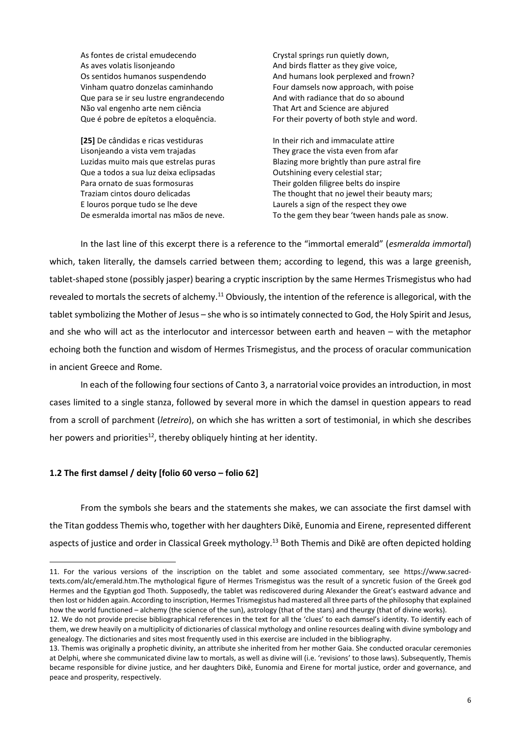| | |
|---|---|
| As fontes de cristal emudecendo | Crystal springs run quietly down, |
| As aves volatis lisonjeando | And birds flatter as they give voice, |
| Os sentidos humanos suspendendo | And humans look perplexed and frown? |
| Vinham quatro donzelas caminhando | Four damsels now approach, with poise |
| Que para se ir seu lustre engrandecendo | And with radiance that do so abound |
| Não val engenho arte nem ciência | That Art and Science are abjured |
| Que é pobre de epítetos a eloquência. | For their poverty of both style and word. |
| | |
| **[25]** De cândidas e ricas vestiduras | In their rich and immaculate attire |
| Lisonjeando a vista vem trajadas | They grace the vista even from afar |
| Luzidas muito mais que estrelas puras | Blazing more brightly than pure astral fire |
| Que a todos a sua luz deixa eclipsadas | Outshining every celestial star; |
| Para ornato de suas formosuras | Their golden filigree belts do inspire |
| Traziam cintos douro delicadas | The thought that no jewel their beauty mars; |
| E louros porque tudo se lhe deve | Laurels a sign of the respect they owe |
| De esmeralda imortal nas mãos de neve. | To the gem they bear 'tween hands pale as snow. |

In the last line of this excerpt there is a reference to the "immortal emerald" (*esmeralda immortal*) which, taken literally, the damsels carried between them; according to legend, this was a large greenish, tablet-shaped stone (possibly jasper) bearing a cryptic inscription by the same Hermes Trismegistus who had revealed to mortals the secrets of alchemy.[11] Obviously, the intention of the reference is allegorical, with the tablet symbolizing the Mother of Jesus – she who is so intimately connected to God, the Holy Spirit and Jesus, and she who will act as the interlocutor and intercessor between earth and heaven – with the metaphor echoing both the function and wisdom of Hermes Trismegistus, and the process of oracular communication in ancient Greece and Rome.

In each of the following four sections of Canto 3, a narratorial voice provides an introduction, in most cases limited to a single stanza, followed by several more in which the damsel in question appears to read from a scroll of parchment (*letreiro*), on which she has written a sort of testimonial, in which she describes her powers and priorities[12], thereby obliquely hinting at her identity.

### 1.2 The first damsel / deity [folio 60 verso – folio 62]

From the symbols she bears and the statements she makes, we can associate the first damsel with the Titan goddess Themis who, together with her daughters Dikē, Eunomia and Eirene, represented different aspects of justice and order in Classical Greek mythology.[13] Both Themis and Dikē are often depicted holding

---

11. For the various versions of the inscription on the tablet and some associated commentary, see https://www.sacred-texts.com/alc/emerald.htm.The mythological figure of Hermes Trismegistus was the result of a syncretic fusion of the Greek god Hermes and the Egyptian god Thoth. Supposedly, the tablet was rediscovered during Alexander the Great's eastward advance and then lost or hidden again. According to inscription, Hermes Trismegistus had mastered all three parts of the philosophy that explained how the world functioned – alchemy (the science of the sun), astrology (that of the stars) and theurgy (that of divine works).

12. We do not provide precise bibliographical references in the text for all the 'clues' to each damsel's identity. To identify each of them, we drew heavily on a multiplicity of dictionaries of classical mythology and online resources dealing with divine symbology and genealogy. The dictionaries and sites most frequently used in this exercise are included in the bibliography.

13. Themis was originally a prophetic divinity, an attribute she inherited from her mother Gaia. She conducted oracular ceremonies at Delphi, where she communicated divine law to mortals, as well as divine will (i.e. 'revisions' to those laws). Subsequently, Themis became responsible for divine justice, and her daughters Dikē, Eunomia and Eirene for mortal justice, order and governance, and peace and prosperity, respectively.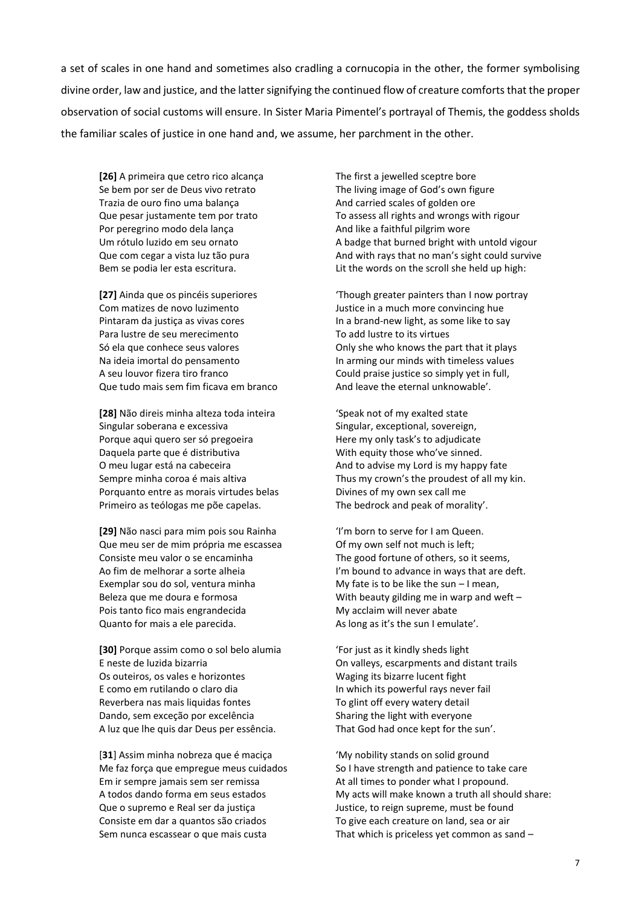a set of scales in one hand and sometimes also cradling a cornucopia in the other, the former symbolising divine order, law and justice, and the latter signifying the continued flow of creature comforts that the proper observation of social customs will ensure. In Sister Maria Pimentel's portrayal of Themis, the goddess sholds the familiar scales of justice in one hand and, we assume, her parchment in the other.

| | |
|---|---|
| **[26]** A primeira que cetro rico alcança<br>Se bem por ser de Deus vivo retrato<br>Trazia de ouro fino uma balança<br>Que pesar justamente tem por trato<br>Por peregrino modo dela lança<br>Um rótulo luzido em seu ornato<br>Que com cegar a vista luz tão pura<br>Bem se podia ler esta escritura. | The first a jewelled sceptre bore<br>The living image of God's own figure<br>And carried scales of golden ore<br>To assess all rights and wrongs with rigour<br>And like a faithful pilgrim wore<br>A badge that burned bright with untold vigour<br>And with rays that no man's sight could survive<br>Lit the words on the scroll she held up high: |
| **[27]** Ainda que os pincéis superiores<br>Com matizes de novo luzimento<br>Pintaram da justiça as vivas cores<br>Para lustre de seu merecimento<br>Só ela que conhece seus valores<br>Na ideia imortal do pensamento<br>A seu louvor fizera tiro franco<br>Que tudo mais sem fim ficava em branco | 'Though greater painters than I now portray<br>Justice in a much more convincing hue<br>In a brand-new light, as some like to say<br>To add lustre to its virtues<br>Only she who knows the part that it plays<br>In arming our minds with timeless values<br>Could praise justice so simply yet in full,<br>And leave the eternal unknowable'. |
| **[28]** Não direis minha alteza toda inteira<br>Singular soberana e excessiva<br>Porque aqui quero ser só pregoeira<br>Daquela parte que é distributiva<br>O meu lugar está na cabeceira<br>Sempre minha coroa é mais altiva<br>Porquanto entre as morais virtudes belas<br>Primeiro as teólogas me põe capelas. | 'Speak not of my exalted state<br>Singular, exceptional, sovereign,<br>Here my only task's to adjudicate<br>With equity those who've sinned.<br>And to advise my Lord is my happy fate<br>Thus my crown's the proudest of all my kin.<br>Divines of my own sex call me<br>The bedrock and peak of morality'. |
| **[29]** Não nasci para mim pois sou Rainha<br>Que meu ser de mim própria me escassea<br>Consiste meu valor o se encaminha<br>Ao fim de melhorar a sorte alheia<br>Exemplar sou do sol, ventura minha<br>Beleza que me doura e formosa<br>Pois tanto fico mais engrandecida<br>Quanto for mais a ele parecida. | 'I'm born to serve for I am Queen.<br>Of my own self not much is left;<br>The good fortune of others, so it seems,<br>I'm bound to advance in ways that are deft.<br>My fate is to be like the sun – I mean,<br>With beauty gilding me in warp and weft –<br>My acclaim will never abate<br>As long as it's the sun I emulate'. |
| **[30]** Porque assim como o sol belo alumia<br>E neste de luzida bizarria<br>Os outeiros, os vales e horizontes<br>E como em rutilando o claro dia<br>Reverbera nas mais liquidas fontes<br>Dando, sem exceção por excelência<br>A luz que lhe quis dar Deus per essência. | 'For just as it kindly sheds light<br>On valleys, escarpments and distant trails<br>Waging its bizarre lucent fight<br>In which its powerful rays never fail<br>To glint off every watery detail<br>Sharing the light with everyone<br>That God had once kept for the sun'. |
| [**31**] Assim minha nobreza que é maciça<br>Me faz força que empregue meus cuidados<br>Em ir sempre jamais sem ser remissa<br>A todos dando forma em seus estados<br>Que o supremo e Real ser da justiça<br>Consiste em dar a quantos são criados<br>Sem nunca escassear o que mais custa | 'My nobility stands on solid ground<br>So I have strength and patience to take care<br>At all times to ponder what I propound.<br>My acts will make known a truth all should share:<br>Justice, to reign supreme, must be found<br>To give each creature on land, sea or air<br>That which is priceless yet common as sand – |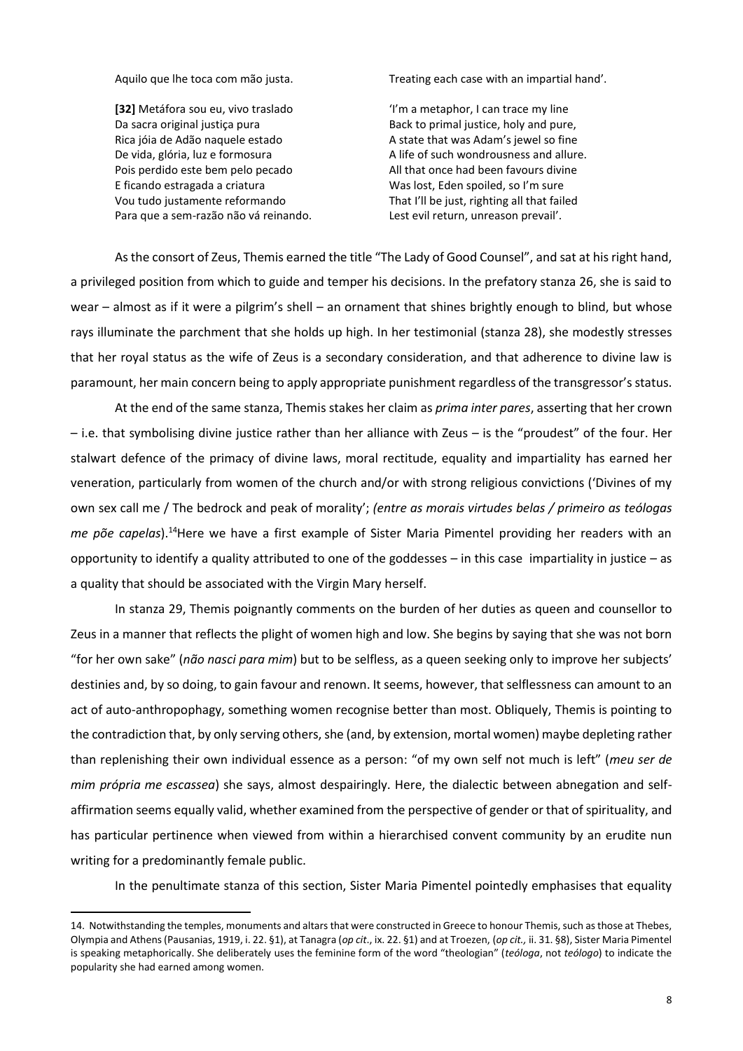Aquilo que lhe toca com mão justa. Treating each case with an impartial hand'.

**[32]** Metáfora sou eu, vivo traslado
Da sacra original justiça pura
Rica jóia de Adão naquele estado
De vida, glória, luz e formosura
Pois perdido este bem pelo pecado
E ficando estragada a criatura
Vou tudo justamente reformando
Para que a sem-razão não vá reinando.

'I'm a metaphor, I can trace my line
Back to primal justice, holy and pure,
A state that was Adam's jewel so fine
A life of such wondrousness and allure.
All that once had been favours divine
Was lost, Eden spoiled, so I'm sure
That I'll be just, righting all that failed
Lest evil return, unreason prevail'.

As the consort of Zeus, Themis earned the title "The Lady of Good Counsel", and sat at his right hand, a privileged position from which to guide and temper his decisions. In the prefatory stanza 26, she is said to wear – almost as if it were a pilgrim's shell – an ornament that shines brightly enough to blind, but whose rays illuminate the parchment that she holds up high. In her testimonial (stanza 28), she modestly stresses that her royal status as the wife of Zeus is a secondary consideration, and that adherence to divine law is paramount, her main concern being to apply appropriate punishment regardless of the transgressor's status.

At the end of the same stanza, Themis stakes her claim as *prima inter pares*, asserting that her crown – i.e. that symbolising divine justice rather than her alliance with Zeus – is the "proudest" of the four. Her stalwart defence of the primacy of divine laws, moral rectitude, equality and impartiality has earned her veneration, particularly from women of the church and/or with strong religious convictions ('Divines of my own sex call me / The bedrock and peak of morality'; *(entre as morais virtudes belas / primeiro as teólogas me põe capelas*).[14]Here we have a first example of Sister Maria Pimentel providing her readers with an opportunity to identify a quality attributed to one of the goddesses – in this case impartiality in justice – as a quality that should be associated with the Virgin Mary herself.

In stanza 29, Themis poignantly comments on the burden of her duties as queen and counsellor to Zeus in a manner that reflects the plight of women high and low. She begins by saying that she was not born "for her own sake" (*não nasci para mim*) but to be selfless, as a queen seeking only to improve her subjects' destinies and, by so doing, to gain favour and renown. It seems, however, that selflessness can amount to an act of auto-anthropophagy, something women recognise better than most. Obliquely, Themis is pointing to the contradiction that, by only serving others, she (and, by extension, mortal women) maybe depleting rather than replenishing their own individual essence as a person: "of my own self not much is left" (*meu ser de mim própria me escassea*) she says, almost despairingly. Here, the dialectic between abnegation and self-affirmation seems equally valid, whether examined from the perspective of gender or that of spirituality, and has particular pertinence when viewed from within a hierarchised convent community by an erudite nun writing for a predominantly female public.

In the penultimate stanza of this section, Sister Maria Pimentel pointedly emphasises that equality

14. Notwithstanding the temples, monuments and altars that were constructed in Greece to honour Themis, such as those at Thebes, Olympia and Athens (Pausanias, 1919, i. 22. §1), at Tanagra (*op cit*., ix. 22. §1) and at Troezen, (*op cit.,* ii. 31. §8), Sister Maria Pimentel is speaking metaphorically. She deliberately uses the feminine form of the word "theologian" (*teóloga*, not *teólogo*) to indicate the popularity she had earned among women.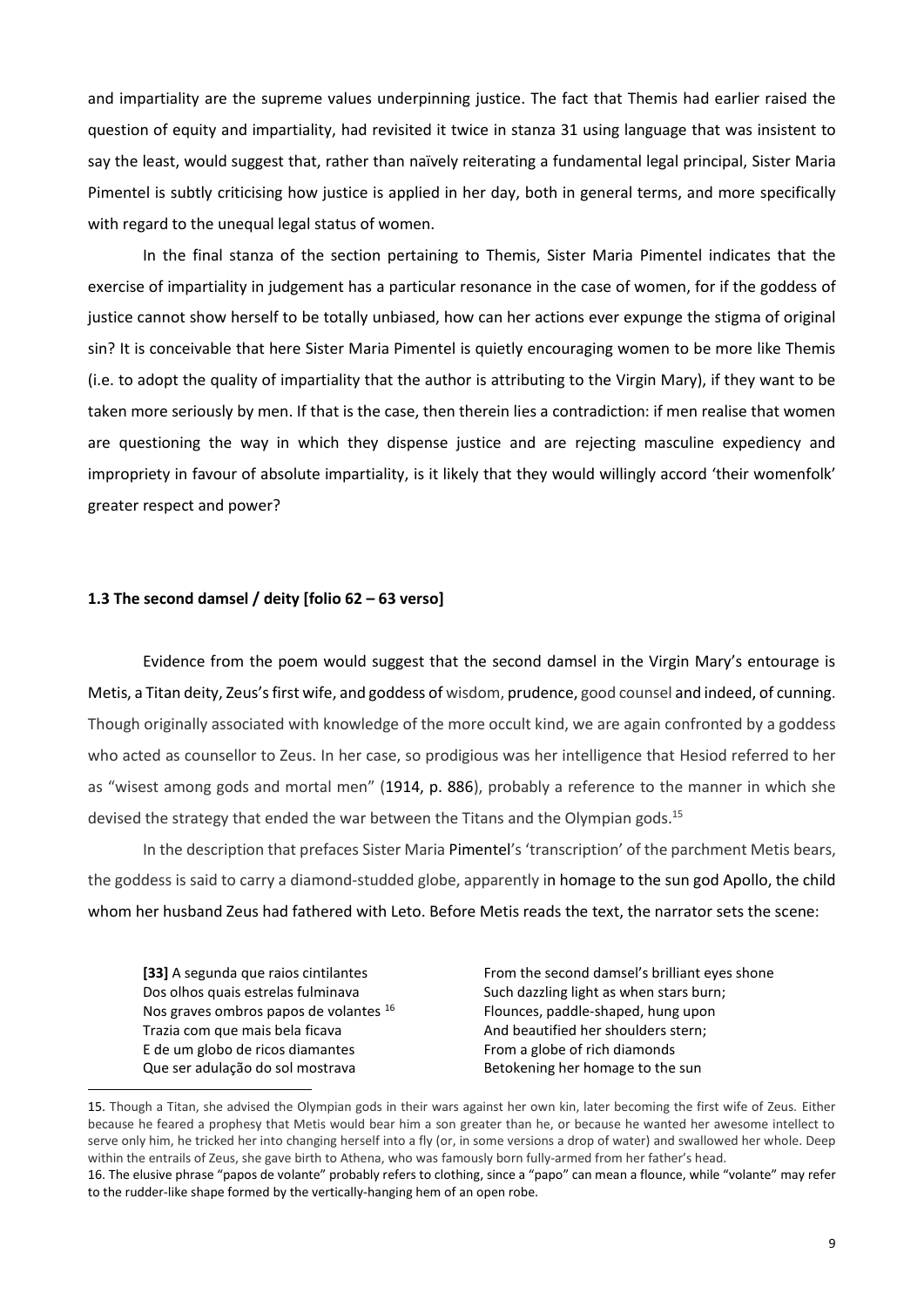and impartiality are the supreme values underpinning justice. The fact that Themis had earlier raised the question of equity and impartiality, had revisited it twice in stanza 31 using language that was insistent to say the least, would suggest that, rather than naïvely reiterating a fundamental legal principal, Sister Maria Pimentel is subtly criticising how justice is applied in her day, both in general terms, and more specifically with regard to the unequal legal status of women.

In the final stanza of the section pertaining to Themis, Sister Maria Pimentel indicates that the exercise of impartiality in judgement has a particular resonance in the case of women, for if the goddess of justice cannot show herself to be totally unbiased, how can her actions ever expunge the stigma of original sin? It is conceivable that here Sister Maria Pimentel is quietly encouraging women to be more like Themis (i.e. to adopt the quality of impartiality that the author is attributing to the Virgin Mary), if they want to be taken more seriously by men. If that is the case, then therein lies a contradiction: if men realise that women are questioning the way in which they dispense justice and are rejecting masculine expediency and impropriety in favour of absolute impartiality, is it likely that they would willingly accord 'their womenfolk' greater respect and power?

### 1.3 The second damsel / deity [folio 62 – 63 verso]

Evidence from the poem would suggest that the second damsel in the Virgin Mary's entourage is Metis, a Titan deity, Zeus's first wife, and goddess of wisdom, prudence, good counsel and indeed, of cunning. Though originally associated with knowledge of the more occult kind, we are again confronted by a goddess who acted as counsellor to Zeus. In her case, so prodigious was her intelligence that Hesiod referred to her as "wisest among gods and mortal men" (1914, p. 886), probably a reference to the manner in which she devised the strategy that ended the war between the Titans and the Olympian gods.[15]

In the description that prefaces Sister Maria Pimentel's 'transcription' of the parchment Metis bears, the goddess is said to carry a diamond-studded globe, apparently in homage to the sun god Apollo, the child whom her husband Zeus had fathered with Leto. Before Metis reads the text, the narrator sets the scene:

| | |
|---|---|
| **[33]** A segunda que raios cintilantes | From the second damsel's brilliant eyes shone |
| Dos olhos quais estrelas fulminava | Such dazzling light as when stars burn; |
| Nos graves ombros papos de volantes [16] | Flounces, paddle-shaped, hung upon |
| Trazia com que mais bela ficava | And beautified her shoulders stern; |
| E de um globo de ricos diamantes | From a globe of rich diamonds |
| Que ser adulação do sol mostrava | Betokening her homage to the sun |

15. Though a Titan, she advised the Olympian gods in their wars against her own kin, later becoming the first wife of Zeus. Either because he feared a prophesy that Metis would bear him a son greater than he, or because he wanted her awesome intellect to serve only him, he tricked her into changing herself into a fly (or, in some versions a drop of water) and swallowed her whole. Deep within the entrails of Zeus, she gave birth to Athena, who was famously born fully-armed from her father's head.

16. The elusive phrase "papos de volante" probably refers to clothing, since a "papo" can mean a flounce, while "volante" may refer to the rudder-like shape formed by the vertically-hanging hem of an open robe.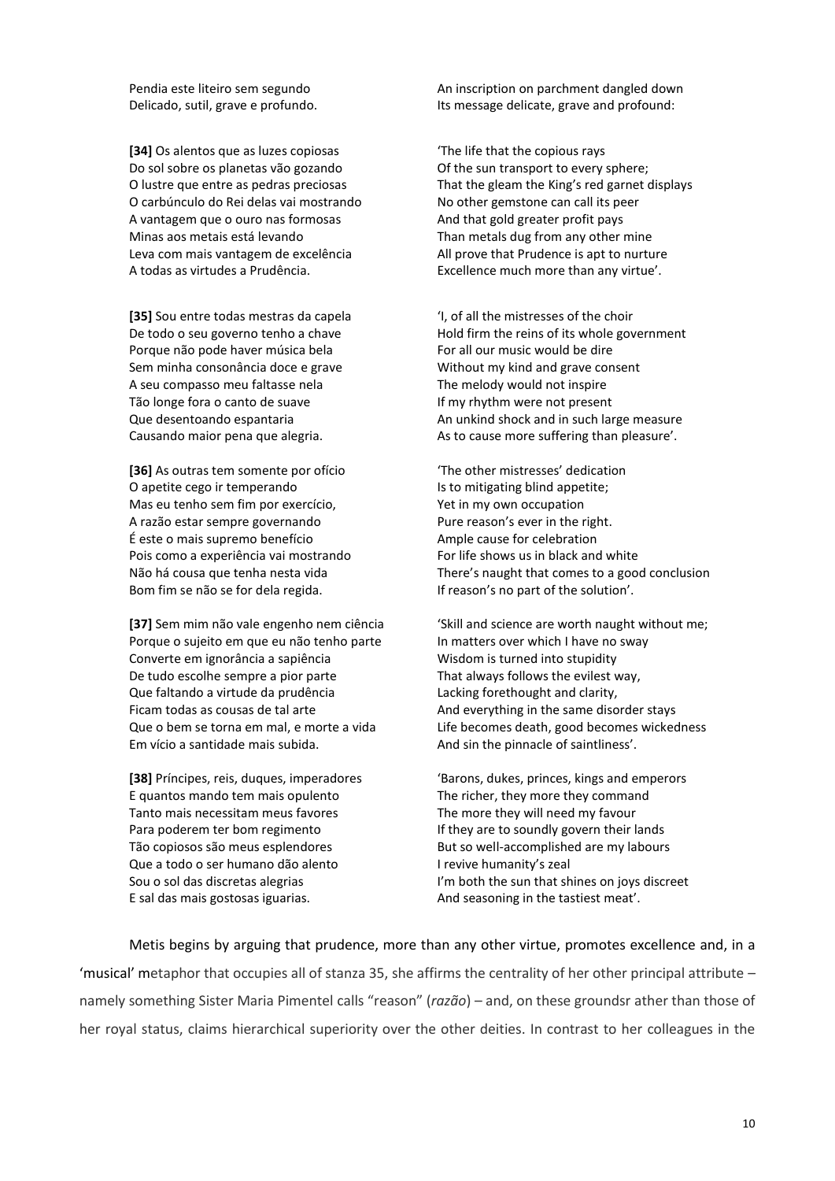| | |
|---|---|
| Pendia este liteiro sem segundo<br>Delicado, sutil, grave e profundo. | An inscription on parchment dangled down<br>Its message delicate, grave and profound: |
| **[34]** Os alentos que as luzes copiosas<br>Do sol sobre os planetas vão gozando<br>O lustre que entre as pedras preciosas<br>O carbúnculo do Rei delas vai mostrando<br>A vantagem que o ouro nas formosas<br>Minas aos metais está levando<br>Leva com mais vantagem de excelência<br>A todas as virtudes a Prudência. | 'The life that the copious rays<br>Of the sun transport to every sphere;<br>That the gleam the King's red garnet displays<br>No other gemstone can call its peer<br>And that gold greater profit pays<br>Than metals dug from any other mine<br>All prove that Prudence is apt to nurture<br>Excellence much more than any virtue'. |
| **[35]** Sou entre todas mestras da capela<br>De todo o seu governo tenho a chave<br>Porque não pode haver música bela<br>Sem minha consonância doce e grave<br>A seu compasso meu faltasse nela<br>Tão longe fora o canto de suave<br>Que desentoando espantaria<br>Causando maior pena que alegria. | 'I, of all the mistresses of the choir<br>Hold firm the reins of its whole government<br>For all our music would be dire<br>Without my kind and grave consent<br>The melody would not inspire<br>If my rhythm were not present<br>An unkind shock and in such large measure<br>As to cause more suffering than pleasure'. |
| **[36]** As outras tem somente por ofício<br>O apetite cego ir temperando<br>Mas eu tenho sem fim por exercício,<br>A razão estar sempre governando<br>É este o mais supremo benefício<br>Pois como a experiência vai mostrando<br>Não há cousa que tenha nesta vida<br>Bom fim se não se for dela regida. | 'The other mistresses' dedication<br>Is to mitigating blind appetite;<br>Yet in my own occupation<br>Pure reason's ever in the right.<br>Ample cause for celebration<br>For life shows us in black and white<br>There's naught that comes to a good conclusion<br>If reason's no part of the solution'. |
| **[37]** Sem mim não vale engenho nem ciência<br>Porque o sujeito em que eu não tenho parte<br>Converte em ignorância a sapiência<br>De tudo escolhe sempre a pior parte<br>Que faltando a virtude da prudência<br>Ficam todas as cousas de tal arte<br>Que o bem se torna em mal, e morte a vida<br>Em vício a santidade mais subida. | 'Skill and science are worth naught without me;<br>In matters over which I have no sway<br>Wisdom is turned into stupidity<br>That always follows the evilest way,<br>Lacking forethought and clarity,<br>And everything in the same disorder stays<br>Life becomes death, good becomes wickedness<br>And sin the pinnacle of saintliness'. |
| **[38]** Príncipes, reis, duques, imperadores<br>E quantos mando tem mais opulento<br>Tanto mais necessitam meus favores<br>Para poderem ter bom regimento<br>Tão copiosos são meus esplendores<br>Que a todo o ser humano dão alento<br>Sou o sol das discretas alegrias<br>E sal das mais gostosas iguarias. | 'Barons, dukes, princes, kings and emperors<br>The richer, they more they command<br>The more they will need my favour<br>If they are to soundly govern their lands<br>But so well-accomplished are my labours<br>I revive humanity's zeal<br>I'm both the sun that shines on joys discreet<br>And seasoning in the tastiest meat'. |

Metis begins by arguing that prudence, more than any other virtue, promotes excellence and, in a 'musical' metaphor that occupies all of stanza 35, she affirms the centrality of her other principal attribute – namely something Sister Maria Pimentel calls "reason" (*razão*) – and, on these groundsr ather than those of her royal status, claims hierarchical superiority over the other deities. In contrast to her colleagues in the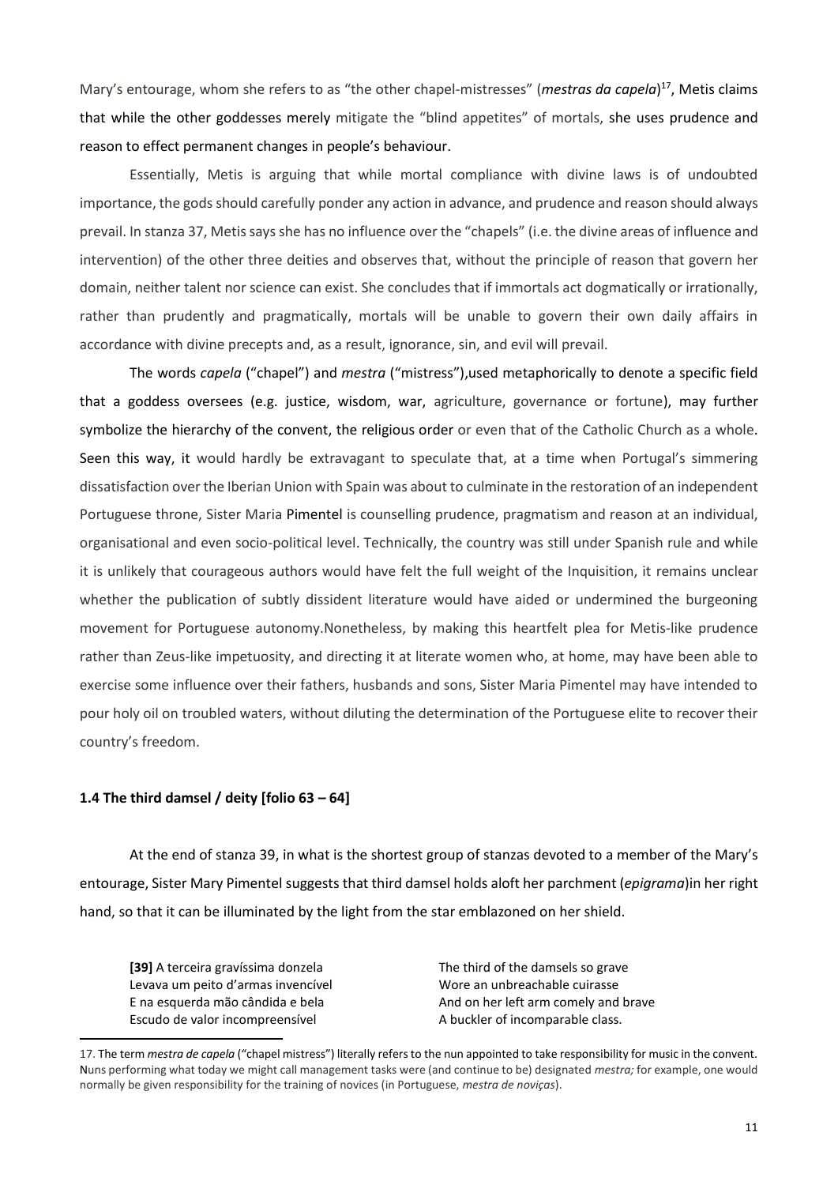Mary's entourage, whom she refers to as "the other chapel-mistresses" (***mestras da capela***)[17], Metis claims that while the other goddesses merely mitigate the "blind appetites" of mortals, she uses prudence and reason to effect permanent changes in people's behaviour.

Essentially, Metis is arguing that while mortal compliance with divine laws is of undoubted importance, the gods should carefully ponder any action in advance, and prudence and reason should always prevail. In stanza 37, Metis says she has no influence over the "chapels" (i.e. the divine areas of influence and intervention) of the other three deities and observes that, without the principle of reason that govern her domain, neither talent nor science can exist. She concludes that if immortals act dogmatically or irrationally, rather than prudently and pragmatically, mortals will be unable to govern their own daily affairs in accordance with divine precepts and, as a result, ignorance, sin, and evil will prevail.

The words *capela* ("chapel") and *mestra* ("mistress"),used metaphorically to denote a specific field that a goddess oversees (e.g. justice, wisdom, war, agriculture, governance or fortune), may further symbolize the hierarchy of the convent, the religious order or even that of the Catholic Church as a whole. Seen this way, it would hardly be extravagant to speculate that, at a time when Portugal's simmering dissatisfaction over the Iberian Union with Spain was about to culminate in the restoration of an independent Portuguese throne, Sister Maria Pimentel is counselling prudence, pragmatism and reason at an individual, organisational and even socio-political level. Technically, the country was still under Spanish rule and while it is unlikely that courageous authors would have felt the full weight of the Inquisition, it remains unclear whether the publication of subtly dissident literature would have aided or undermined the burgeoning movement for Portuguese autonomy.Nonetheless, by making this heartfelt plea for Metis-like prudence rather than Zeus-like impetuosity, and directing it at literate women who, at home, may have been able to exercise some influence over their fathers, husbands and sons, Sister Maria Pimentel may have intended to pour holy oil on troubled waters, without diluting the determination of the Portuguese elite to recover their country's freedom.

### 1.4 The third damsel / deity [folio 63 – 64]

At the end of stanza 39, in what is the shortest group of stanzas devoted to a member of the Mary's entourage, Sister Mary Pimentel suggests that third damsel holds aloft her parchment (*epigrama*)in her right hand, so that it can be illuminated by the light from the star emblazoned on her shield.

| | |
|---|---|
| **[39]** A terceira gravíssima donzela | The third of the damsels so grave |
| Levava um peito d'armas invencível | Wore an unbreachable cuirasse |
| E na esquerda mão cândida e bela | And on her left arm comely and brave |
| Escudo de valor incompreensível | A buckler of incomparable class. |

17. The term *mestra de capela* ("chapel mistress") literally refers to the nun appointed to take responsibility for music in the convent. Nuns performing what today we might call management tasks were (and continue to be) designated *mestra;* for example, one would normally be given responsibility for the training of novices (in Portuguese, *mestra de noviças*).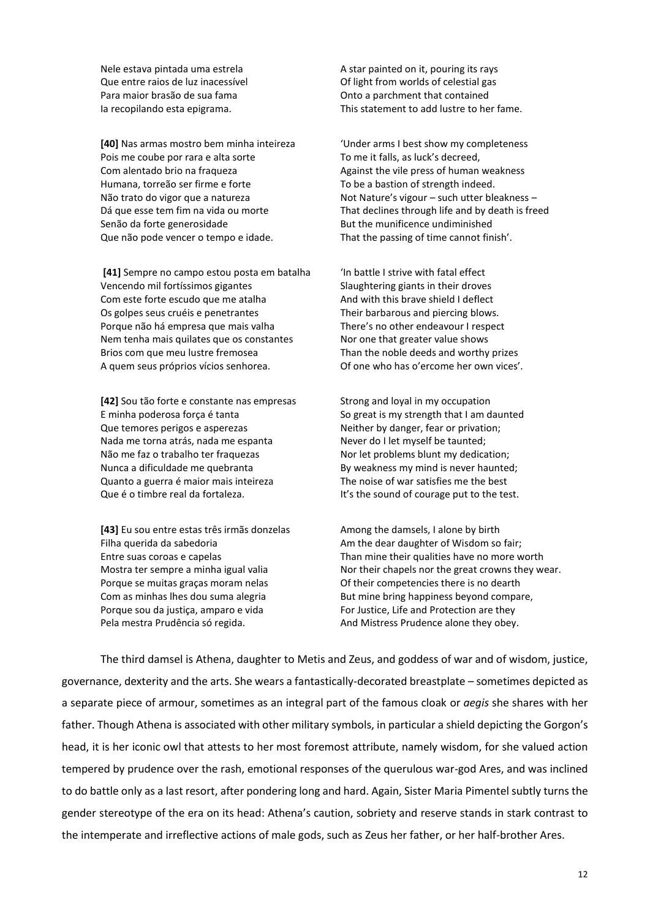Nele estava pintada uma estrela
Que entre raios de luz inacessível
Para maior brasão de sua fama
Ia recopilando esta epigrama.

A star painted on it, pouring its rays
Of light from worlds of celestial gas
Onto a parchment that contained
This statement to add lustre to her fame.

**[40]** Nas armas mostro bem minha inteireza
Pois me coube por rara e alta sorte
Com alentado brio na fraqueza
Humana, torreão ser firme e forte
Não trato do vigor que a natureza
Dá que esse tem fim na vida ou morte
Senão da forte generosidade
Que não pode vencer o tempo e idade.

'Under arms I best show my completeness
To me it falls, as luck's decreed,
Against the vile press of human weakness
To be a bastion of strength indeed.
Not Nature's vigour – such utter bleakness –
That declines through life and by death is freed
But the munificence undiminished
That the passing of time cannot finish'.

**[41]** Sempre no campo estou posta em batalha
Vencendo mil fortíssimos gigantes
Com este forte escudo que me atalha
Os golpes seus cruéis e penetrantes
Porque não há empresa que mais valha
Nem tenha mais quilates que os constantes
Brios com que meu lustre fremosea
A quem seus próprios vícios senhorea.

'In battle I strive with fatal effect
Slaughtering giants in their droves
And with this brave shield I deflect
Their barbarous and piercing blows.
There's no other endeavour I respect
Nor one that greater value shows
Than the noble deeds and worthy prizes
Of one who has o'ercome her own vices'.

**[42]** Sou tão forte e constante nas empresas
E minha poderosa força é tanta
Que temores perigos e asperezas
Nada me torna atrás, nada me espanta
Não me faz o trabalho ter fraquezas
Nunca a dificuldade me quebranta
Quanto a guerra é maior mais inteireza
Que é o timbre real da fortaleza.

Strong and loyal in my occupation
So great is my strength that I am daunted
Neither by danger, fear or privation;
Never do I let myself be taunted;
Nor let problems blunt my dedication;
By weakness my mind is never haunted;
The noise of war satisfies me the best
It's the sound of courage put to the test.

**[43]** Eu sou entre estas três irmãs donzelas
Filha querida da sabedoria
Entre suas coroas e capelas
Mostra ter sempre a minha igual valia
Porque se muitas graças moram nelas
Com as minhas lhes dou suma alegria
Porque sou da justiça, amparo e vida
Pela mestra Prudência só regida.

Among the damsels, I alone by birth
Am the dear daughter of Wisdom so fair;
Than mine their qualities have no more worth
Nor their chapels nor the great crowns they wear.
Of their competencies there is no dearth
But mine bring happiness beyond compare,
For Justice, Life and Protection are they
And Mistress Prudence alone they obey.

The third damsel is Athena, daughter to Metis and Zeus, and goddess of war and of wisdom, justice, governance, dexterity and the arts. She wears a fantastically-decorated breastplate – sometimes depicted as a separate piece of armour, sometimes as an integral part of the famous cloak or *aegis* she shares with her father. Though Athena is associated with other military symbols, in particular a shield depicting the Gorgon's head, it is her iconic owl that attests to her most foremost attribute, namely wisdom, for she valued action tempered by prudence over the rash, emotional responses of the querulous war-god Ares, and was inclined to do battle only as a last resort, after pondering long and hard. Again, Sister Maria Pimentel subtly turns the gender stereotype of the era on its head: Athena's caution, sobriety and reserve stands in stark contrast to the intemperate and irreflective actions of male gods, such as Zeus her father, or her half-brother Ares.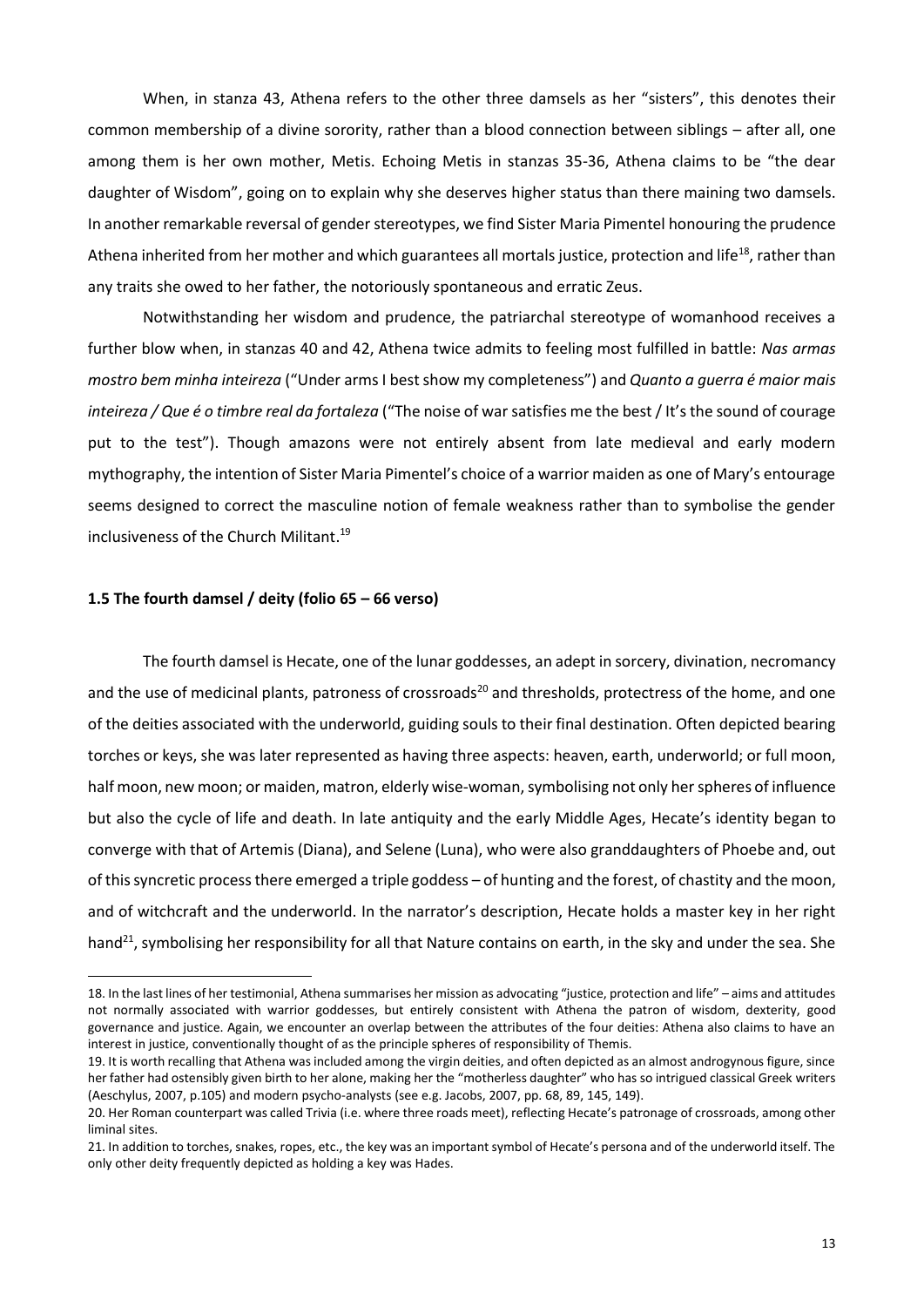When, in stanza 43, Athena refers to the other three damsels as her "sisters", this denotes their common membership of a divine sorority, rather than a blood connection between siblings – after all, one among them is her own mother, Metis. Echoing Metis in stanzas 35-36, Athena claims to be "the dear daughter of Wisdom", going on to explain why she deserves higher status than there maining two damsels. In another remarkable reversal of gender stereotypes, we find Sister Maria Pimentel honouring the prudence Athena inherited from her mother and which guarantees all mortals justice, protection and life[18], rather than any traits she owed to her father, the notoriously spontaneous and erratic Zeus.

Notwithstanding her wisdom and prudence, the patriarchal stereotype of womanhood receives a further blow when, in stanzas 40 and 42, Athena twice admits to feeling most fulfilled in battle: *Nas armas mostro bem minha inteireza* ("Under arms I best show my completeness") and *Quanto a guerra é maior mais inteireza / Que é o timbre real da fortaleza* ("The noise of war satisfies me the best / It's the sound of courage put to the test"). Though amazons were not entirely absent from late medieval and early modern mythography, the intention of Sister Maria Pimentel's choice of a warrior maiden as one of Mary's entourage seems designed to correct the masculine notion of female weakness rather than to symbolise the gender inclusiveness of the Church Militant.[19]

### 1.5 The fourth damsel / deity (folio 65 – 66 verso)

The fourth damsel is Hecate, one of the lunar goddesses, an adept in sorcery, divination, necromancy and the use of medicinal plants, patroness of crossroads[20] and thresholds, protectress of the home, and one of the deities associated with the underworld, guiding souls to their final destination. Often depicted bearing torches or keys, she was later represented as having three aspects: heaven, earth, underworld; or full moon, half moon, new moon; or maiden, matron, elderly wise-woman, symbolising not only her spheres of influence but also the cycle of life and death. In late antiquity and the early Middle Ages, Hecate's identity began to converge with that of Artemis (Diana), and Selene (Luna), who were also granddaughters of Phoebe and, out of this syncretic process there emerged a triple goddess – of hunting and the forest, of chastity and the moon, and of witchcraft and the underworld. In the narrator's description, Hecate holds a master key in her right hand[21], symbolising her responsibility for all that Nature contains on earth, in the sky and under the sea. She

---

18. In the last lines of her testimonial, Athena summarises her mission as advocating "justice, protection and life" – aims and attitudes not normally associated with warrior goddesses, but entirely consistent with Athena the patron of wisdom, dexterity, good governance and justice. Again, we encounter an overlap between the attributes of the four deities: Athena also claims to have an interest in justice, conventionally thought of as the principle spheres of responsibility of Themis.

19. It is worth recalling that Athena was included among the virgin deities, and often depicted as an almost androgynous figure, since her father had ostensibly given birth to her alone, making her the "motherless daughter" who has so intrigued classical Greek writers (Aeschylus, 2007, p.105) and modern psycho-analysts (see e.g. Jacobs, 2007, pp. 68, 89, 145, 149).

20. Her Roman counterpart was called Trivia (i.e. where three roads meet), reflecting Hecate's patronage of crossroads, among other liminal sites.

21. In addition to torches, snakes, ropes, etc., the key was an important symbol of Hecate's persona and of the underworld itself. The only other deity frequently depicted as holding a key was Hades.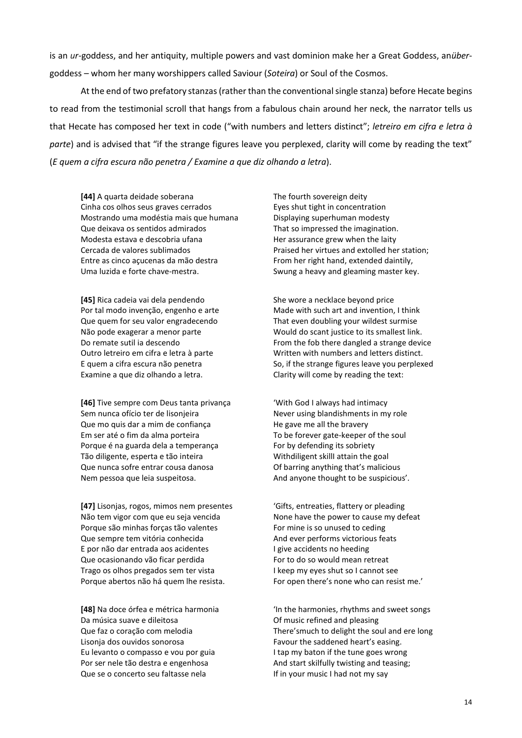is an *ur*-goddess, and her antiquity, multiple powers and vast dominion make her a Great Goddess, an*über*-goddess – whom her many worshippers called Saviour (*Soteira*) or Soul of the Cosmos.

At the end of two prefatory stanzas (rather than the conventional single stanza) before Hecate begins to read from the testimonial scroll that hangs from a fabulous chain around her neck, the narrator tells us that Hecate has composed her text in code ("with numbers and letters distinct"; *letreiro em cifra e letra à parte*) and is advised that "if the strange figures leave you perplexed, clarity will come by reading the text" (*E quem a cifra escura não penetra / Examine a que diz olhando a letra*).

**[44]** A quarta deidade soberana
Cinha cos olhos seus graves cerrados
Mostrando uma modéstia mais que humana
Que deixava os sentidos admirados
Modesta estava e descobria ufana
Cercada de valores sublimados
Entre as cinco açucenas da mão destra
Uma luzida e forte chave-mestra.

The fourth sovereign deity
Eyes shut tight in concentration
Displaying superhuman modesty
That so impressed the imagination.
Her assurance grew when the laity
Praised her virtues and extolled her station;
From her right hand, extended daintily,
Swung a heavy and gleaming master key.

**[45]** Rica cadeia vai dela pendendo
Por tal modo invenção, engenho e arte
Que quem for seu valor engradecendo
Não pode exagerar a menor parte
Do remate sutil ia descendo
Outro letreiro em cifra e letra à parte
E quem a cifra escura não penetra
Examine a que diz olhando a letra.

She wore a necklace beyond price
Made with such art and invention, I think
That even doubling your wildest surmise
Would do scant justice to its smallest link.
From the fob there dangled a strange device
Written with numbers and letters distinct.
So, if the strange figures leave you perplexed
Clarity will come by reading the text:

**[46]** Tive sempre com Deus tanta privança
Sem nunca ofício ter de lisonjeira
Que mo quis dar a mim de confiança
Em ser até o fim da alma porteira
Porque é na guarda dela a temperança
Tão diligente, esperta e tão inteira
Que nunca sofre entrar cousa danosa
Nem pessoa que leia suspeitosa.

'With God I always had intimacy
Never using blandishments in my role
He gave me all the bravery
To be forever gate-keeper of the soul
For by defending its sobriety
Withdiligent skilll attain the goal
Of barring anything that's malicious
And anyone thought to be suspicious'.

**[47]** Lisonjas, rogos, mimos nem presentes
Não tem vigor com que eu seja vencida
Porque são minhas forças tão valentes
Que sempre tem vitória conhecida
E por não dar entrada aos acidentes
Que ocasionando vão ficar perdida
Trago os olhos pregados sem ter vista
Porque abertos não há quem lhe resista.

'Gifts, entreaties, flattery or pleading
None have the power to cause my defeat
For mine is so unused to ceding
And ever performs victorious feats
I give accidents no heeding
For to do so would mean retreat
I keep my eyes shut so I cannot see
For open there's none who can resist me.'

**[48]** Na doce órfea e métrica harmonia
Da música suave e dileitosa
Que faz o coração com melodia
Lisonja dos ouvidos sonorosa
Eu levanto o compasso e vou por guia
Por ser nele tão destra e engenhosa
Que se o concerto seu faltasse nela

'In the harmonies, rhythms and sweet songs
Of music refined and pleasing
There'smuch to delight the soul and ere long
Favour the saddened heart's easing.
I tap my baton if the tune goes wrong
And start skilfully twisting and teasing;
If in your music I had not my say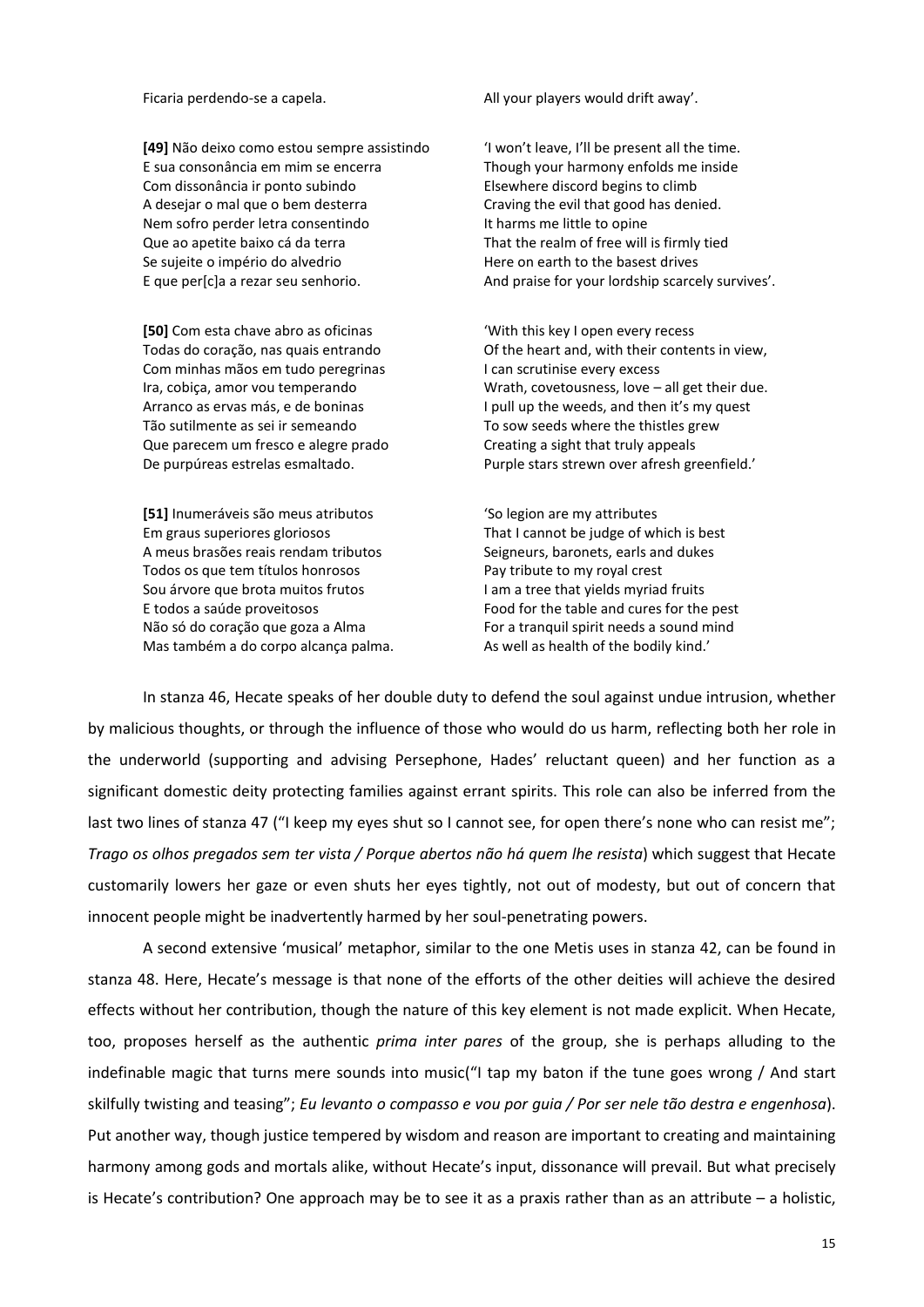| | |
|---|---|
| Ficaria perdendo-se a capela. | All your players would drift away'. |
| **[49]** Não deixo como estou sempre assistindo<br>E sua consonância em mim se encerra<br>Com dissonância ir ponto subindo<br>A desejar o mal que o bem desterra<br>Nem sofro perder letra consentindo<br>Que ao apetite baixo cá da terra<br>Se sujeite o império do alvedrio<br>E que per[c]a a rezar seu senhorio. | 'I won't leave, I'll be present all the time.<br>Though your harmony enfolds me inside<br>Elsewhere discord begins to climb<br>Craving the evil that good has denied.<br>It harms me little to opine<br>That the realm of free will is firmly tied<br>Here on earth to the basest drives<br>And praise for your lordship scarcely survives'. |
| **[50]** Com esta chave abro as oficinas<br>Todas do coração, nas quais entrando<br>Com minhas mãos em tudo peregrinas<br>Ira, cobiça, amor vou temperando<br>Arranco as ervas más, e de boninas<br>Tão sutilmente as sei ir semeando<br>Que parecem um fresco e alegre prado<br>De purpúreas estrelas esmaltado. | 'With this key I open every recess<br>Of the heart and, with their contents in view,<br>I can scrutinise every excess<br>Wrath, covetousness, love – all get their due.<br>I pull up the weeds, and then it's my quest<br>To sow seeds where the thistles grew<br>Creating a sight that truly appeals<br>Purple stars strewn over afresh greenfield.' |
| **[51]** Inumeráveis são meus atributos<br>Em graus superiores gloriosos<br>A meus brasões reais rendam tributos<br>Todos os que tem títulos honrosos<br>Sou árvore que brota muitos frutos<br>E todos a saúde proveitosos<br>Não só do coração que goza a Alma<br>Mas também a do corpo alcança palma. | 'So legion are my attributes<br>That I cannot be judge of which is best<br>Seigneurs, baronets, earls and dukes<br>Pay tribute to my royal crest<br>I am a tree that yields myriad fruits<br>Food for the table and cures for the pest<br>For a tranquil spirit needs a sound mind<br>As well as health of the bodily kind.' |

In stanza 46, Hecate speaks of her double duty to defend the soul against undue intrusion, whether by malicious thoughts, or through the influence of those who would do us harm, reflecting both her role in the underworld (supporting and advising Persephone, Hades' reluctant queen) and her function as a significant domestic deity protecting families against errant spirits. This role can also be inferred from the last two lines of stanza 47 ("I keep my eyes shut so I cannot see, for open there's none who can resist me"; *Trago os olhos pregados sem ter vista / Porque abertos não há quem lhe resista*) which suggest that Hecate customarily lowers her gaze or even shuts her eyes tightly, not out of modesty, but out of concern that innocent people might be inadvertently harmed by her soul-penetrating powers.

A second extensive 'musical' metaphor, similar to the one Metis uses in stanza 42, can be found in stanza 48. Here, Hecate's message is that none of the efforts of the other deities will achieve the desired effects without her contribution, though the nature of this key element is not made explicit. When Hecate, too, proposes herself as the authentic *prima inter pares* of the group, she is perhaps alluding to the indefinable magic that turns mere sounds into music("I tap my baton if the tune goes wrong / And start skilfully twisting and teasing"; *Eu levanto o compasso e vou por guia / Por ser nele tão destra e engenhosa*). Put another way, though justice tempered by wisdom and reason are important to creating and maintaining harmony among gods and mortals alike, without Hecate's input, dissonance will prevail. But what precisely is Hecate's contribution? One approach may be to see it as a praxis rather than as an attribute – a holistic,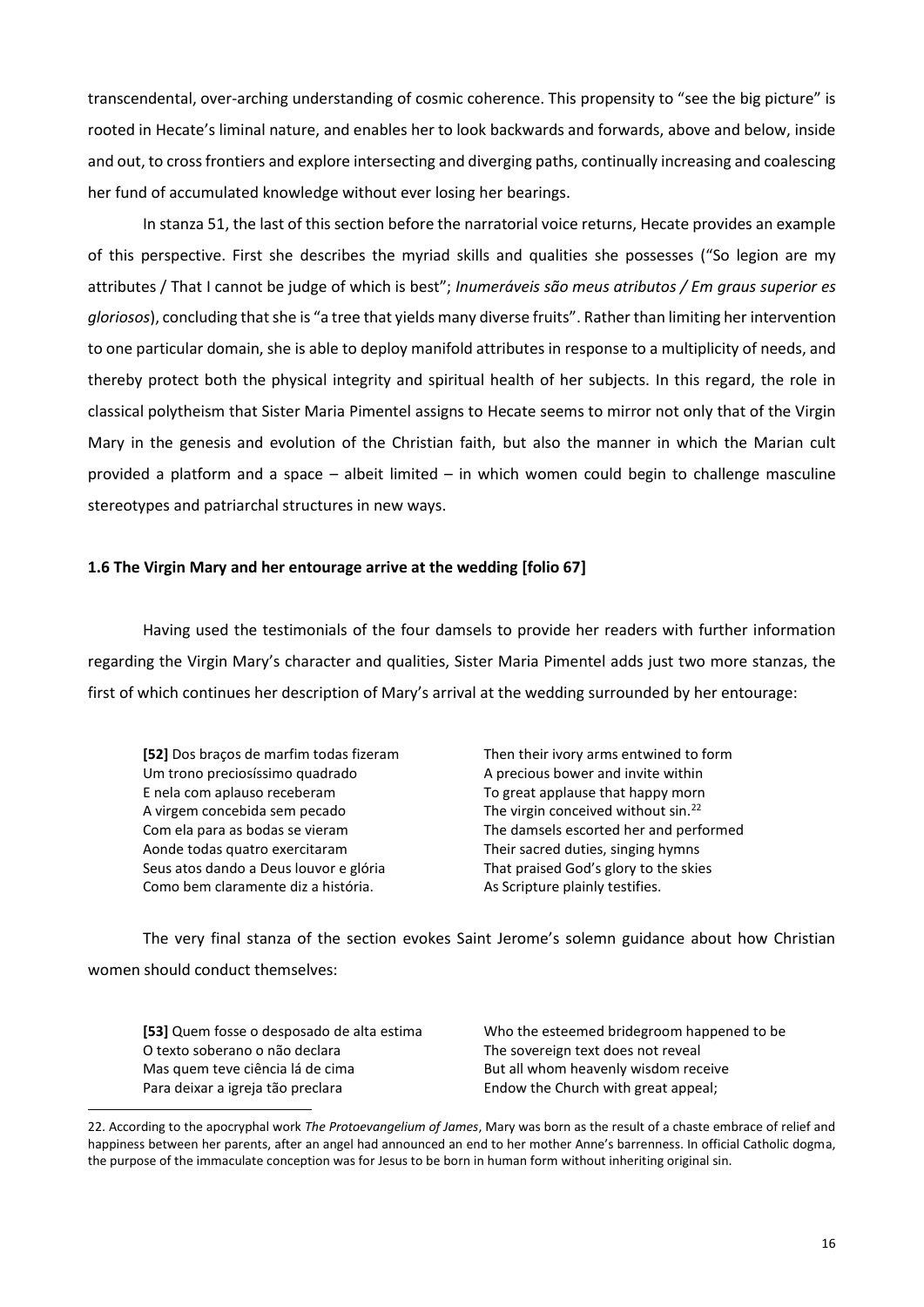transcendental, over-arching understanding of cosmic coherence. This propensity to "see the big picture" is rooted in Hecate's liminal nature, and enables her to look backwards and forwards, above and below, inside and out, to cross frontiers and explore intersecting and diverging paths, continually increasing and coalescing her fund of accumulated knowledge without ever losing her bearings.

In stanza 51, the last of this section before the narratorial voice returns, Hecate provides an example of this perspective. First she describes the myriad skills and qualities she possesses ("So legion are my attributes / That I cannot be judge of which is best"; *Inumeráveis são meus atributos / Em graus superior es gloriosos*), concluding that she is "a tree that yields many diverse fruits". Rather than limiting her intervention to one particular domain, she is able to deploy manifold attributes in response to a multiplicity of needs, and thereby protect both the physical integrity and spiritual health of her subjects. In this regard, the role in classical polytheism that Sister Maria Pimentel assigns to Hecate seems to mirror not only that of the Virgin Mary in the genesis and evolution of the Christian faith, but also the manner in which the Marian cult provided a platform and a space – albeit limited – in which women could begin to challenge masculine stereotypes and patriarchal structures in new ways.

### 1.6 The Virgin Mary and her entourage arrive at the wedding [folio 67]

Having used the testimonials of the four damsels to provide her readers with further information regarding the Virgin Mary's character and qualities, Sister Maria Pimentel adds just two more stanzas, the first of which continues her description of Mary's arrival at the wedding surrounded by her entourage:

| | |
|---|---|
| **[52]** Dos braços de marfim todas fizeram | Then their ivory arms entwined to form |
| Um trono preciosíssimo quadrado | A precious bower and invite within |
| E nela com aplauso receberam | To great applause that happy morn |
| A virgem concebida sem pecado | The virgin conceived without sin.[22] |
| Com ela para as bodas se vieram | The damsels escorted her and performed |
| Aonde todas quatro exercitaram | Their sacred duties, singing hymns |
| Seus atos dando a Deus louvor e glória | That praised God's glory to the skies |
| Como bem claramente diz a história. | As Scripture plainly testifies. |

The very final stanza of the section evokes Saint Jerome's solemn guidance about how Christian women should conduct themselves:

| | |
|---|---|
| **[53]** Quem fosse o desposado de alta estima | Who the esteemed bridegroom happened to be |
| O texto soberano o não declara | The sovereign text does not reveal |
| Mas quem teve ciência lá de cima | But all whom heavenly wisdom receive |
| Para deixar a igreja tão preclara | Endow the Church with great appeal; |

22. According to the apocryphal work *The Protoevangelium of James*, Mary was born as the result of a chaste embrace of relief and happiness between her parents, after an angel had announced an end to her mother Anne's barrenness. In official Catholic dogma, the purpose of the immaculate conception was for Jesus to be born in human form without inheriting original sin.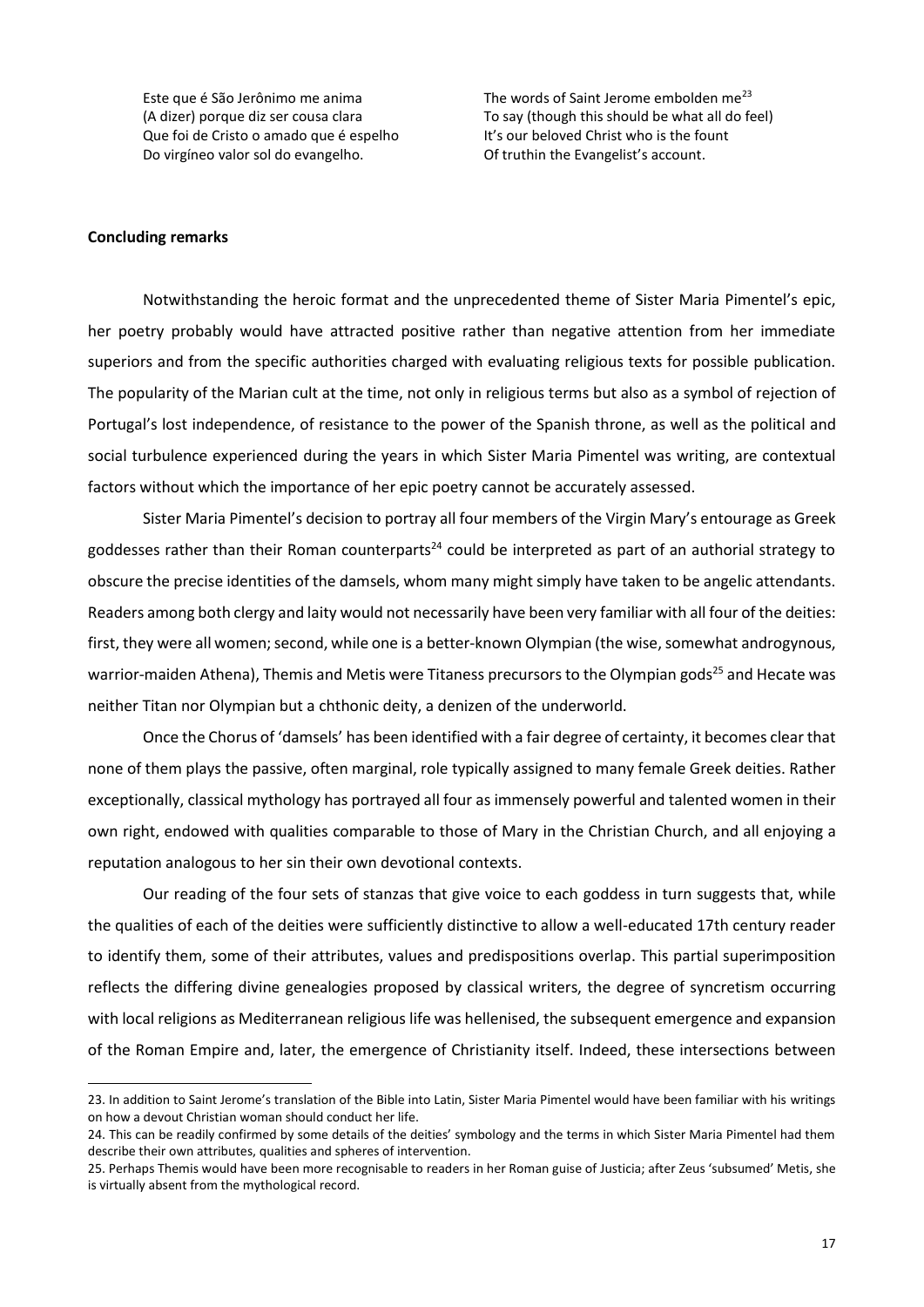| | |
|---|---|
| Este que é São Jerônimo me anima | The words of Saint Jerome embolden me[23] |
| (A dizer) porque diz ser cousa clara | To say (though this should be what all do feel) |
| Que foi de Cristo o amado que é espelho | It's our beloved Christ who is the fount |
| Do virgíneo valor sol do evangelho. | Of truthin the Evangelist's account. |

**Concluding remarks**

Notwithstanding the heroic format and the unprecedented theme of Sister Maria Pimentel's epic, her poetry probably would have attracted positive rather than negative attention from her immediate superiors and from the specific authorities charged with evaluating religious texts for possible publication. The popularity of the Marian cult at the time, not only in religious terms but also as a symbol of rejection of Portugal's lost independence, of resistance to the power of the Spanish throne, as well as the political and social turbulence experienced during the years in which Sister Maria Pimentel was writing, are contextual factors without which the importance of her epic poetry cannot be accurately assessed.

Sister Maria Pimentel's decision to portray all four members of the Virgin Mary's entourage as Greek goddesses rather than their Roman counterparts[24] could be interpreted as part of an authorial strategy to obscure the precise identities of the damsels, whom many might simply have taken to be angelic attendants. Readers among both clergy and laity would not necessarily have been very familiar with all four of the deities: first, they were all women; second, while one is a better-known Olympian (the wise, somewhat androgynous, warrior-maiden Athena), Themis and Metis were Titaness precursors to the Olympian gods[25] and Hecate was neither Titan nor Olympian but a chthonic deity, a denizen of the underworld.

Once the Chorus of 'damsels' has been identified with a fair degree of certainty, it becomes clear that none of them plays the passive, often marginal, role typically assigned to many female Greek deities. Rather exceptionally, classical mythology has portrayed all four as immensely powerful and talented women in their own right, endowed with qualities comparable to those of Mary in the Christian Church, and all enjoying a reputation analogous to her sin their own devotional contexts.

Our reading of the four sets of stanzas that give voice to each goddess in turn suggests that, while the qualities of each of the deities were sufficiently distinctive to allow a well-educated 17th century reader to identify them, some of their attributes, values and predispositions overlap. This partial superimposition reflects the differing divine genealogies proposed by classical writers, the degree of syncretism occurring with local religions as Mediterranean religious life was hellenised, the subsequent emergence and expansion of the Roman Empire and, later, the emergence of Christianity itself. Indeed, these intersections between

---

23. In addition to Saint Jerome's translation of the Bible into Latin, Sister Maria Pimentel would have been familiar with his writings on how a devout Christian woman should conduct her life.

24. This can be readily confirmed by some details of the deities' symbology and the terms in which Sister Maria Pimentel had them describe their own attributes, qualities and spheres of intervention.

25. Perhaps Themis would have been more recognisable to readers in her Roman guise of Justicia; after Zeus 'subsumed' Metis, she is virtually absent from the mythological record.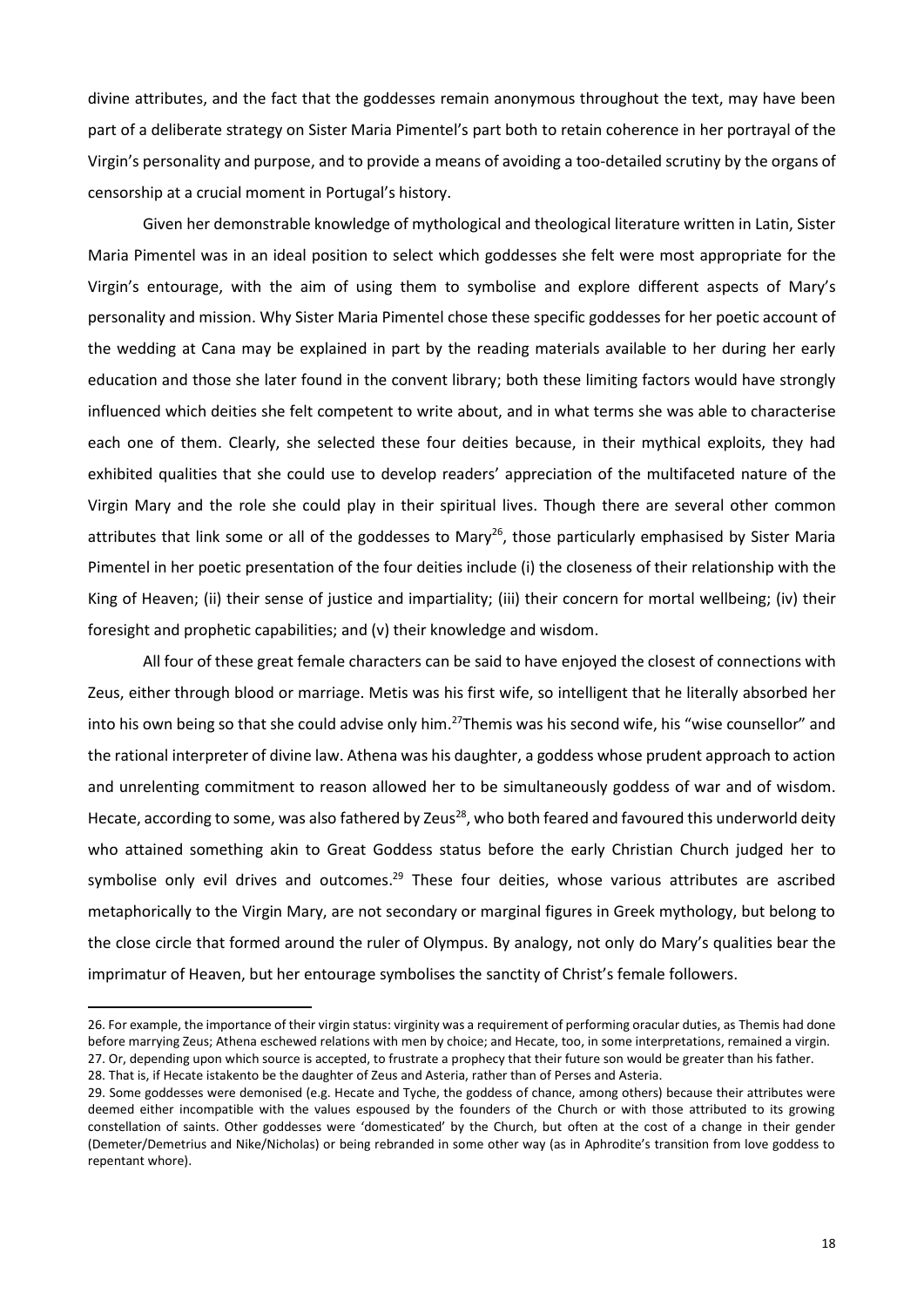divine attributes, and the fact that the goddesses remain anonymous throughout the text, may have been part of a deliberate strategy on Sister Maria Pimentel's part both to retain coherence in her portrayal of the Virgin's personality and purpose, and to provide a means of avoiding a too-detailed scrutiny by the organs of censorship at a crucial moment in Portugal's history.

Given her demonstrable knowledge of mythological and theological literature written in Latin, Sister Maria Pimentel was in an ideal position to select which goddesses she felt were most appropriate for the Virgin's entourage, with the aim of using them to symbolise and explore different aspects of Mary's personality and mission. Why Sister Maria Pimentel chose these specific goddesses for her poetic account of the wedding at Cana may be explained in part by the reading materials available to her during her early education and those she later found in the convent library; both these limiting factors would have strongly influenced which deities she felt competent to write about, and in what terms she was able to characterise each one of them. Clearly, she selected these four deities because, in their mythical exploits, they had exhibited qualities that she could use to develop readers' appreciation of the multifaceted nature of the Virgin Mary and the role she could play in their spiritual lives. Though there are several other common attributes that link some or all of the goddesses to Mary[26], those particularly emphasised by Sister Maria Pimentel in her poetic presentation of the four deities include (i) the closeness of their relationship with the King of Heaven; (ii) their sense of justice and impartiality; (iii) their concern for mortal wellbeing; (iv) their foresight and prophetic capabilities; and (v) their knowledge and wisdom.

All four of these great female characters can be said to have enjoyed the closest of connections with Zeus, either through blood or marriage. Metis was his first wife, so intelligent that he literally absorbed her into his own being so that she could advise only him.[27]Themis was his second wife, his "wise counsellor" and the rational interpreter of divine law. Athena was his daughter, a goddess whose prudent approach to action and unrelenting commitment to reason allowed her to be simultaneously goddess of war and of wisdom. Hecate, according to some, was also fathered by Zeus[28], who both feared and favoured this underworld deity who attained something akin to Great Goddess status before the early Christian Church judged her to symbolise only evil drives and outcomes.[29] These four deities, whose various attributes are ascribed metaphorically to the Virgin Mary, are not secondary or marginal figures in Greek mythology, but belong to the close circle that formed around the ruler of Olympus. By analogy, not only do Mary's qualities bear the imprimatur of Heaven, but her entourage symbolises the sanctity of Christ's female followers.

---

26. For example, the importance of their virgin status: virginity was a requirement of performing oracular duties, as Themis had done before marrying Zeus; Athena eschewed relations with men by choice; and Hecate, too, in some interpretations, remained a virgin.

27. Or, depending upon which source is accepted, to frustrate a prophecy that their future son would be greater than his father.

28. That is, if Hecate istakento be the daughter of Zeus and Asteria, rather than of Perses and Asteria.

29. Some goddesses were demonised (e.g. Hecate and Tyche, the goddess of chance, among others) because their attributes were deemed either incompatible with the values espoused by the founders of the Church or with those attributed to its growing constellation of saints. Other goddesses were 'domesticated' by the Church, but often at the cost of a change in their gender (Demeter/Demetrius and Nike/Nicholas) or being rebranded in some other way (as in Aphrodite's transition from love goddess to repentant whore).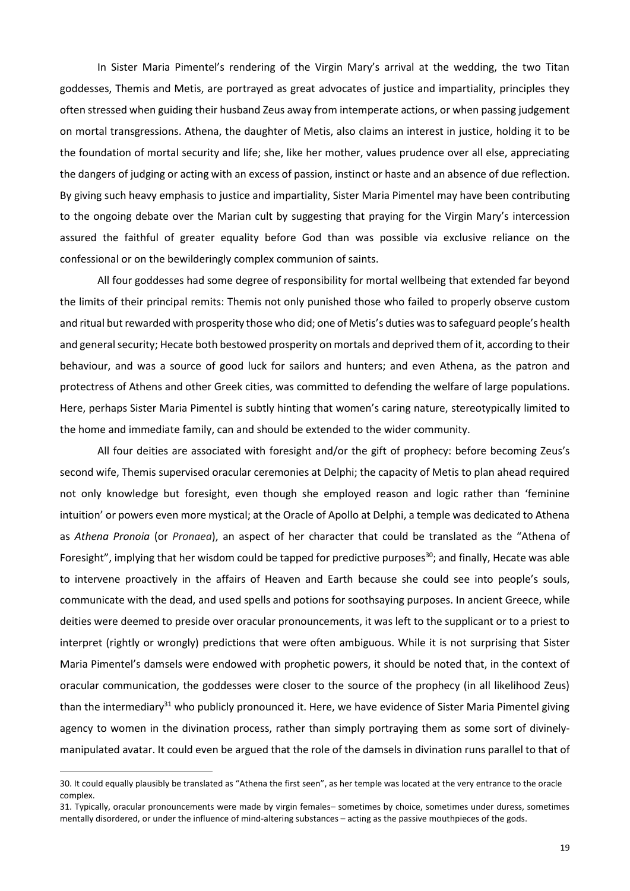In Sister Maria Pimentel's rendering of the Virgin Mary's arrival at the wedding, the two Titan goddesses, Themis and Metis, are portrayed as great advocates of justice and impartiality, principles they often stressed when guiding their husband Zeus away from intemperate actions, or when passing judgement on mortal transgressions. Athena, the daughter of Metis, also claims an interest in justice, holding it to be the foundation of mortal security and life; she, like her mother, values prudence over all else, appreciating the dangers of judging or acting with an excess of passion, instinct or haste and an absence of due reflection. By giving such heavy emphasis to justice and impartiality, Sister Maria Pimentel may have been contributing to the ongoing debate over the Marian cult by suggesting that praying for the Virgin Mary's intercession assured the faithful of greater equality before God than was possible via exclusive reliance on the confessional or on the bewilderingly complex communion of saints.

All four goddesses had some degree of responsibility for mortal wellbeing that extended far beyond the limits of their principal remits: Themis not only punished those who failed to properly observe custom and ritual but rewarded with prosperity those who did; one of Metis's duties was to safeguard people's health and general security; Hecate both bestowed prosperity on mortals and deprived them of it, according to their behaviour, and was a source of good luck for sailors and hunters; and even Athena, as the patron and protectress of Athens and other Greek cities, was committed to defending the welfare of large populations. Here, perhaps Sister Maria Pimentel is subtly hinting that women's caring nature, stereotypically limited to the home and immediate family, can and should be extended to the wider community.

All four deities are associated with foresight and/or the gift of prophecy: before becoming Zeus's second wife, Themis supervised oracular ceremonies at Delphi; the capacity of Metis to plan ahead required not only knowledge but foresight, even though she employed reason and logic rather than 'feminine intuition' or powers even more mystical; at the Oracle of Apollo at Delphi, a temple was dedicated to Athena as *Athena Pronoia* (or *Pronaea*), an aspect of her character that could be translated as the "Athena of Foresight", implying that her wisdom could be tapped for predictive purposes[30]; and finally, Hecate was able to intervene proactively in the affairs of Heaven and Earth because she could see into people's souls, communicate with the dead, and used spells and potions for soothsaying purposes. In ancient Greece, while deities were deemed to preside over oracular pronouncements, it was left to the supplicant or to a priest to interpret (rightly or wrongly) predictions that were often ambiguous. While it is not surprising that Sister Maria Pimentel's damsels were endowed with prophetic powers, it should be noted that, in the context of oracular communication, the goddesses were closer to the source of the prophecy (in all likelihood Zeus) than the intermediary[31] who publicly pronounced it. Here, we have evidence of Sister Maria Pimentel giving agency to women in the divination process, rather than simply portraying them as some sort of divinely-manipulated avatar. It could even be argued that the role of the damsels in divination runs parallel to that of

30. It could equally plausibly be translated as "Athena the first seen", as her temple was located at the very entrance to the oracle complex.

31. Typically, oracular pronouncements were made by virgin females– sometimes by choice, sometimes under duress, sometimes mentally disordered, or under the influence of mind-altering substances – acting as the passive mouthpieces of the gods.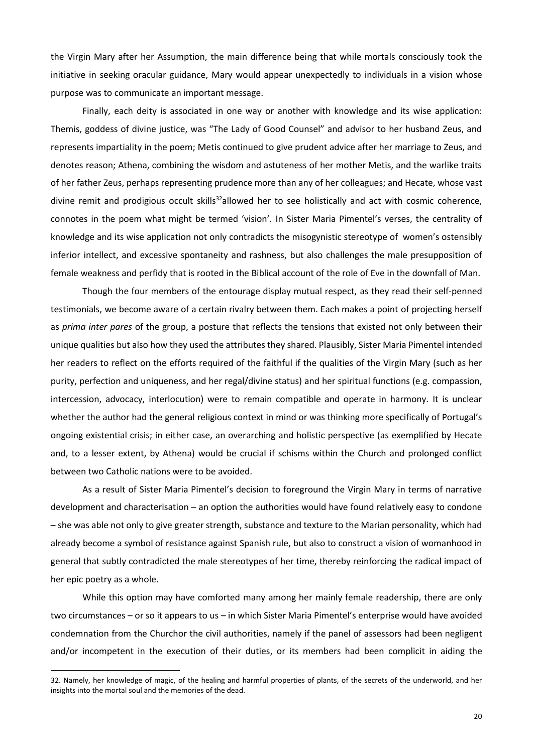the Virgin Mary after her Assumption, the main difference being that while mortals consciously took the initiative in seeking oracular guidance, Mary would appear unexpectedly to individuals in a vision whose purpose was to communicate an important message.

Finally, each deity is associated in one way or another with knowledge and its wise application: Themis, goddess of divine justice, was "The Lady of Good Counsel" and advisor to her husband Zeus, and represents impartiality in the poem; Metis continued to give prudent advice after her marriage to Zeus, and denotes reason; Athena, combining the wisdom and astuteness of her mother Metis, and the warlike traits of her father Zeus, perhaps representing prudence more than any of her colleagues; and Hecate, whose vast divine remit and prodigious occult skills[32]allowed her to see holistically and act with cosmic coherence, connotes in the poem what might be termed 'vision'. In Sister Maria Pimentel's verses, the centrality of knowledge and its wise application not only contradicts the misogynistic stereotype of women's ostensibly inferior intellect, and excessive spontaneity and rashness, but also challenges the male presupposition of female weakness and perfidy that is rooted in the Biblical account of the role of Eve in the downfall of Man.

Though the four members of the entourage display mutual respect, as they read their self-penned testimonials, we become aware of a certain rivalry between them. Each makes a point of projecting herself as *prima inter pares* of the group, a posture that reflects the tensions that existed not only between their unique qualities but also how they used the attributes they shared. Plausibly, Sister Maria Pimentel intended her readers to reflect on the efforts required of the faithful if the qualities of the Virgin Mary (such as her purity, perfection and uniqueness, and her regal/divine status) and her spiritual functions (e.g. compassion, intercession, advocacy, interlocution) were to remain compatible and operate in harmony. It is unclear whether the author had the general religious context in mind or was thinking more specifically of Portugal's ongoing existential crisis; in either case, an overarching and holistic perspective (as exemplified by Hecate and, to a lesser extent, by Athena) would be crucial if schisms within the Church and prolonged conflict between two Catholic nations were to be avoided.

As a result of Sister Maria Pimentel's decision to foreground the Virgin Mary in terms of narrative development and characterisation – an option the authorities would have found relatively easy to condone – she was able not only to give greater strength, substance and texture to the Marian personality, which had already become a symbol of resistance against Spanish rule, but also to construct a vision of womanhood in general that subtly contradicted the male stereotypes of her time, thereby reinforcing the radical impact of her epic poetry as a whole.

While this option may have comforted many among her mainly female readership, there are only two circumstances – or so it appears to us – in which Sister Maria Pimentel's enterprise would have avoided condemnation from the Churchor the civil authorities, namely if the panel of assessors had been negligent and/or incompetent in the execution of their duties, or its members had been complicit in aiding the

---

32. Namely, her knowledge of magic, of the healing and harmful properties of plants, of the secrets of the underworld, and her insights into the mortal soul and the memories of the dead.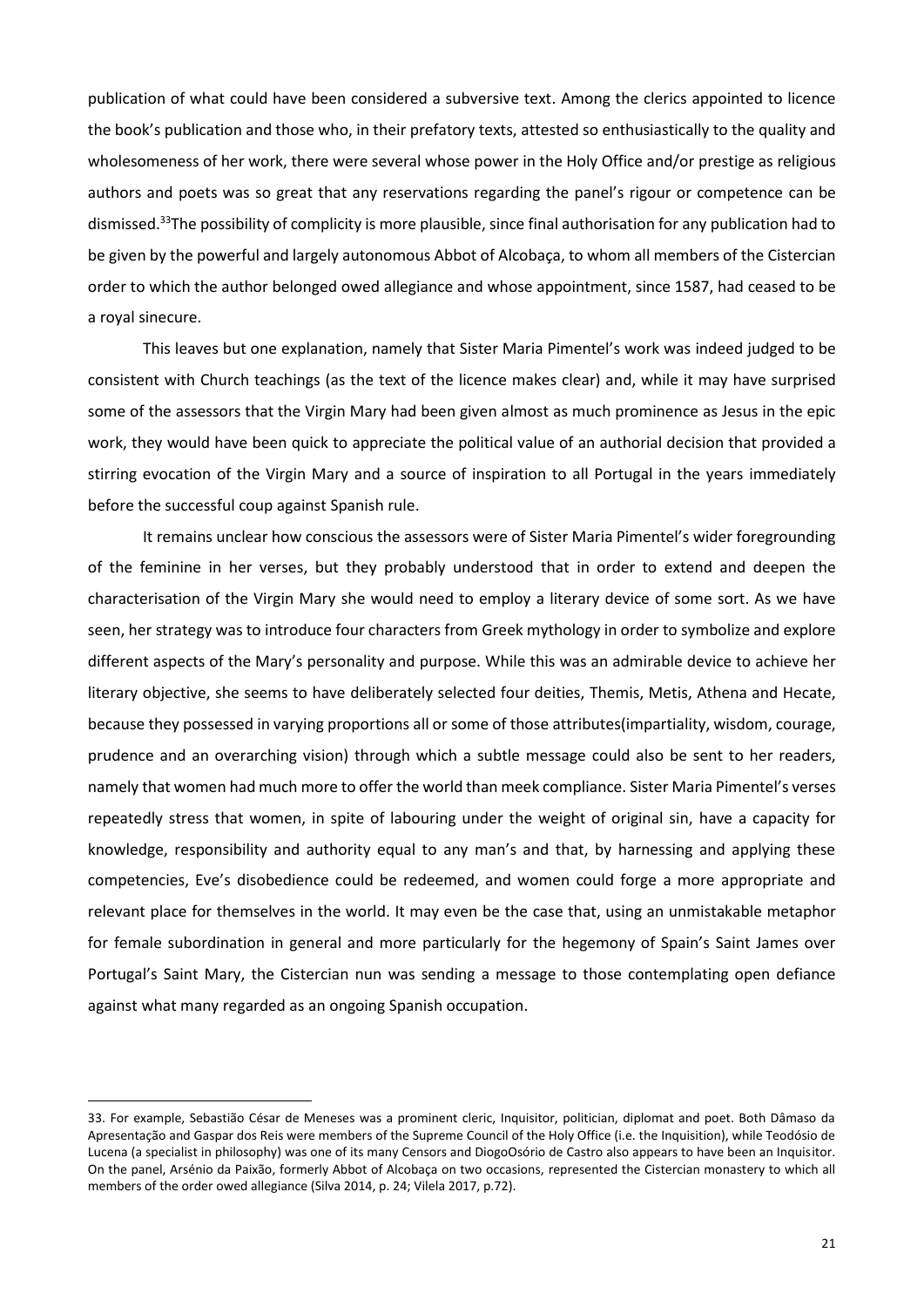publication of what could have been considered a subversive text. Among the clerics appointed to licence the book's publication and those who, in their prefatory texts, attested so enthusiastically to the quality and wholesomeness of her work, there were several whose power in the Holy Office and/or prestige as religious authors and poets was so great that any reservations regarding the panel's rigour or competence can be dismissed.[33]The possibility of complicity is more plausible, since final authorisation for any publication had to be given by the powerful and largely autonomous Abbot of Alcobaça, to whom all members of the Cistercian order to which the author belonged owed allegiance and whose appointment, since 1587, had ceased to be a royal sinecure.

This leaves but one explanation, namely that Sister Maria Pimentel's work was indeed judged to be consistent with Church teachings (as the text of the licence makes clear) and, while it may have surprised some of the assessors that the Virgin Mary had been given almost as much prominence as Jesus in the epic work, they would have been quick to appreciate the political value of an authorial decision that provided a stirring evocation of the Virgin Mary and a source of inspiration to all Portugal in the years immediately before the successful coup against Spanish rule.

It remains unclear how conscious the assessors were of Sister Maria Pimentel's wider foregrounding of the feminine in her verses, but they probably understood that in order to extend and deepen the characterisation of the Virgin Mary she would need to employ a literary device of some sort. As we have seen, her strategy was to introduce four characters from Greek mythology in order to symbolize and explore different aspects of the Mary's personality and purpose. While this was an admirable device to achieve her literary objective, she seems to have deliberately selected four deities, Themis, Metis, Athena and Hecate, because they possessed in varying proportions all or some of those attributes(impartiality, wisdom, courage, prudence and an overarching vision) through which a subtle message could also be sent to her readers, namely that women had much more to offer the world than meek compliance. Sister Maria Pimentel's verses repeatedly stress that women, in spite of labouring under the weight of original sin, have a capacity for knowledge, responsibility and authority equal to any man's and that, by harnessing and applying these competencies, Eve's disobedience could be redeemed, and women could forge a more appropriate and relevant place for themselves in the world. It may even be the case that, using an unmistakable metaphor for female subordination in general and more particularly for the hegemony of Spain's Saint James over Portugal's Saint Mary, the Cistercian nun was sending a message to those contemplating open defiance against what many regarded as an ongoing Spanish occupation.

---

33. For example, Sebastião César de Meneses was a prominent cleric, Inquisitor, politician, diplomat and poet. Both Dâmaso da Apresentação and Gaspar dos Reis were members of the Supreme Council of the Holy Office (i.e. the Inquisition), while Teodósio de Lucena (a specialist in philosophy) was one of its many Censors and DiogoOsório de Castro also appears to have been an Inquisitor. On the panel, Arsénio da Paixão, formerly Abbot of Alcobaça on two occasions, represented the Cistercian monastery to which all members of the order owed allegiance (Silva 2014, p. 24; Vilela 2017, p.72).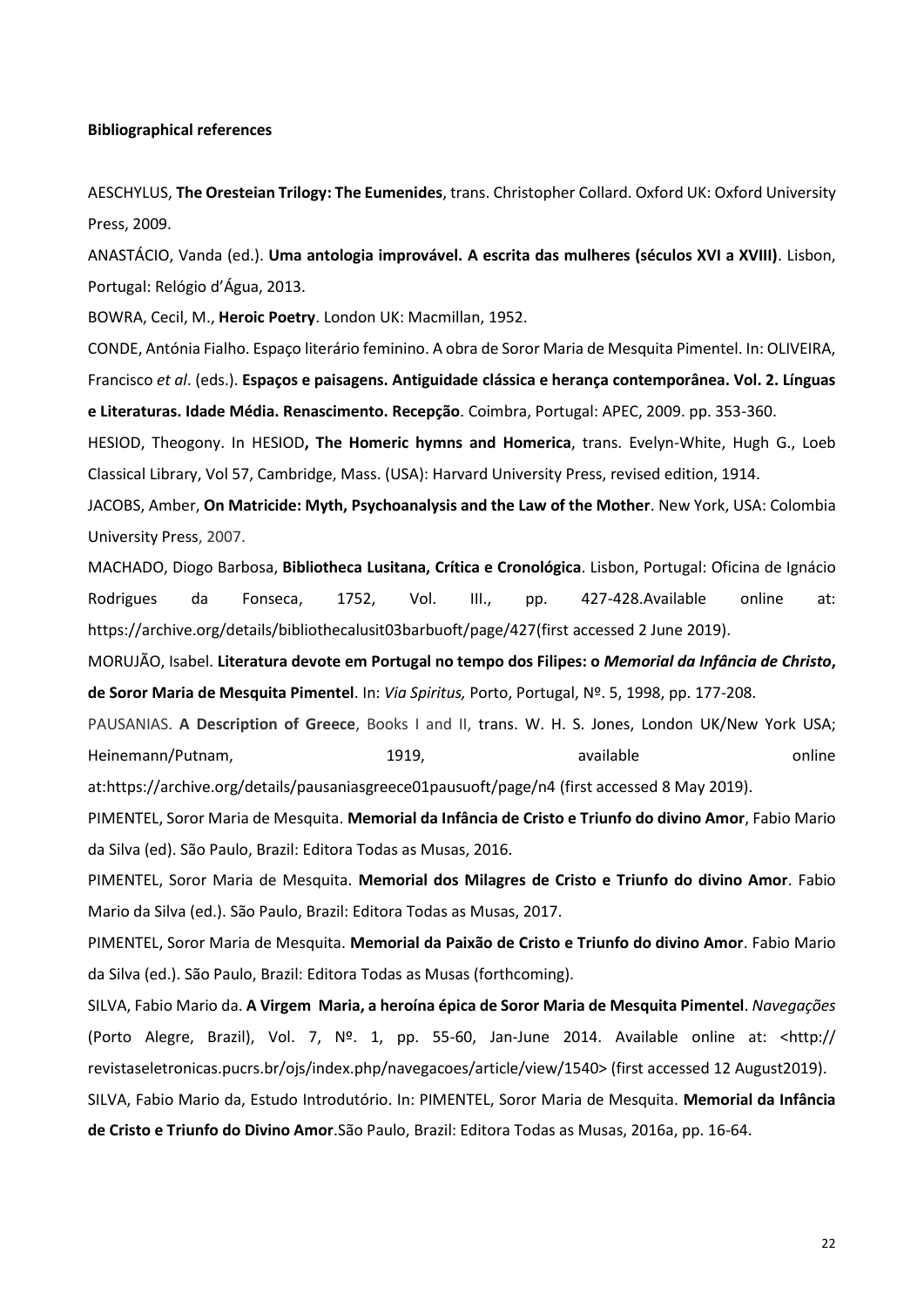**Bibliographical references**

AESCHYLUS, **The Oresteian Trilogy: The Eumenides**, trans. Christopher Collard. Oxford UK: Oxford University Press, 2009.

ANASTÁCIO, Vanda (ed.). **Uma antologia improvável. A escrita das mulheres (séculos XVI a XVIII)**. Lisbon, Portugal: Relógio d'Água, 2013.

BOWRA, Cecil, M., **Heroic Poetry**. London UK: Macmillan, 1952.

CONDE, Antónia Fialho. Espaço literário feminino. A obra de Soror Maria de Mesquita Pimentel. In: OLIVEIRA, Francisco *et al*. (eds.). **Espaços e paisagens. Antiguidade clássica e herança contemporânea. Vol. 2. Línguas e Literaturas. Idade Média. Renascimento. Recepção**. Coimbra, Portugal: APEC, 2009. pp. 353-360.

HESIOD, Theogony. In HESIOD**, The Homeric hymns and Homerica**, trans. Evelyn-White, Hugh G., Loeb Classical Library, Vol 57, Cambridge, Mass. (USA): Harvard University Press, revised edition, 1914.

JACOBS, Amber, **On Matricide: Myth, Psychoanalysis and the Law of the Mother**. New York, USA: Colombia University Press, 2007.

MACHADO, Diogo Barbosa, **Bibliotheca Lusitana, Crítica e Cronológica**. Lisbon, Portugal: Oficina de Ignácio Rodrigues da Fonseca, 1752, Vol. III., pp. 427-428.Available online at: https://archive.org/details/bibliothecalusit03barbuoft/page/427(first accessed 2 June 2019).

MORUJÃO, Isabel. **Literatura devote em Portugal no tempo dos Filipes: o *Memorial da Infância de Christo*, de Soror Maria de Mesquita Pimentel**. In: *Via Spiritus,* Porto, Portugal, Nº. 5, 1998, pp. 177-208.

PAUSANIAS. **A Description of Greece**, Books I and II, trans. W. H. S. Jones, London UK/New York USA; Heinemann/Putnam, 1919, available online at:https://archive.org/details/pausaniasgreece01pausuoft/page/n4 (first accessed 8 May 2019).

PIMENTEL, Soror Maria de Mesquita. **Memorial da Infância de Cristo e Triunfo do divino Amor**, Fabio Mario da Silva (ed). São Paulo, Brazil: Editora Todas as Musas, 2016.

PIMENTEL, Soror Maria de Mesquita. **Memorial dos Milagres de Cristo e Triunfo do divino Amor**. Fabio Mario da Silva (ed.). São Paulo, Brazil: Editora Todas as Musas, 2017.

PIMENTEL, Soror Maria de Mesquita. **Memorial da Paixão de Cristo e Triunfo do divino Amor**. Fabio Mario da Silva (ed.). São Paulo, Brazil: Editora Todas as Musas (forthcoming).

SILVA, Fabio Mario da. **A Virgem Maria, a heroína épica de Soror Maria de Mesquita Pimentel**. *Navegações* (Porto Alegre, Brazil), Vol. 7, Nº. 1, pp. 55-60, Jan-June 2014. Available online at: <http:// revistaseletronicas.pucrs.br/ojs/index.php/navegacoes/article/view/1540> (first accessed 12 August2019).

SILVA, Fabio Mario da, Estudo Introdutório. In: PIMENTEL, Soror Maria de Mesquita. **Memorial da Infância de Cristo e Triunfo do Divino Amor**.São Paulo, Brazil: Editora Todas as Musas, 2016a, pp. 16-64.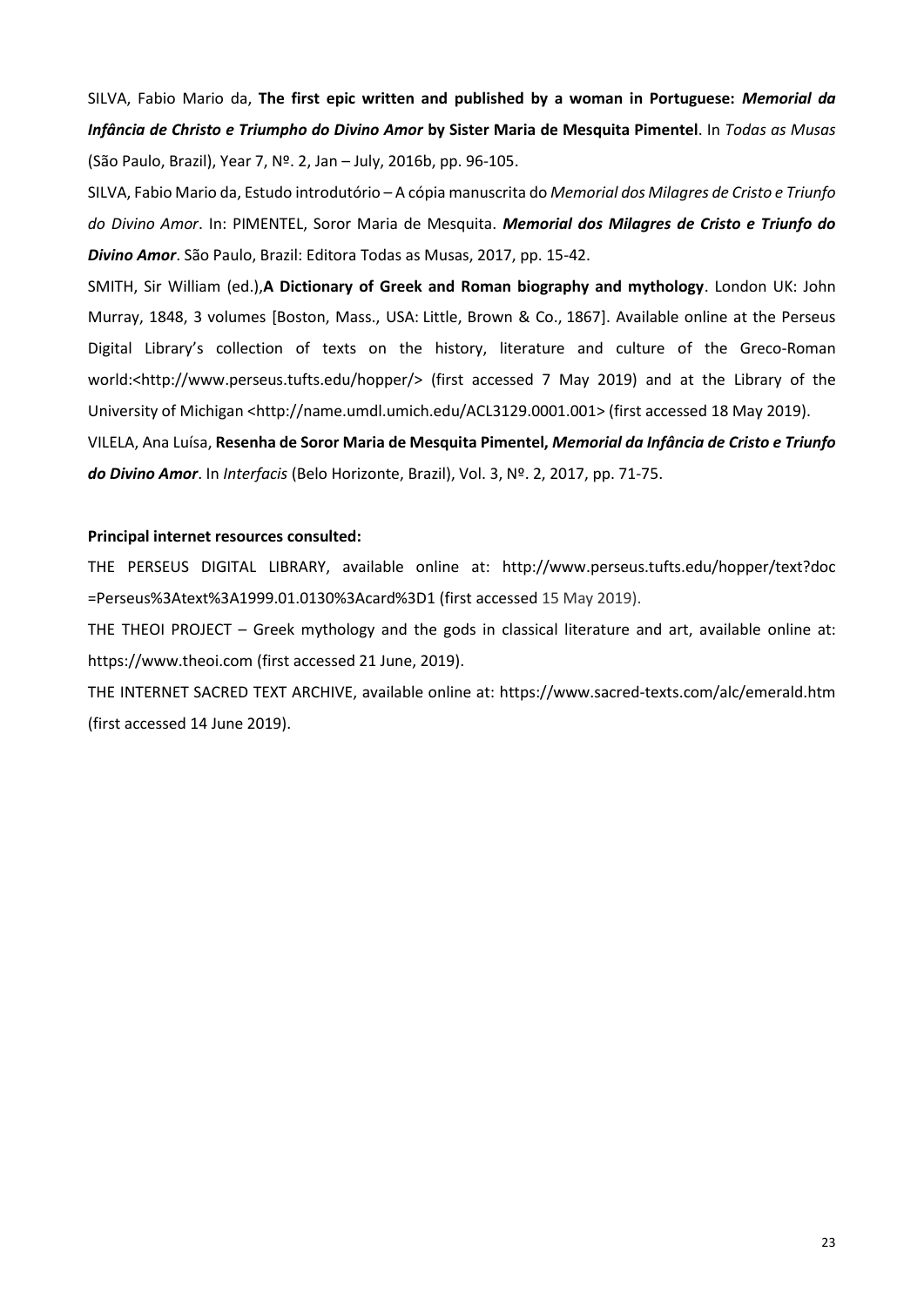SILVA, Fabio Mario da, **The first epic written and published by a woman in Portuguese: *Memorial da Infância de Christo e Triumpho do Divino Amor* by Sister Maria de Mesquita Pimentel**. In *Todas as Musas* (São Paulo, Brazil), Year 7, Nº. 2, Jan – July, 2016b, pp. 96-105.

SILVA, Fabio Mario da, Estudo introdutório – A cópia manuscrita do *Memorial dos Milagres de Cristo e Triunfo do Divino Amor*. In: PIMENTEL, Soror Maria de Mesquita. ***Memorial dos Milagres de Cristo e Triunfo do Divino Amor***. São Paulo, Brazil: Editora Todas as Musas, 2017, pp. 15-42.

SMITH, Sir William (ed.),**A Dictionary of Greek and Roman biography and mythology**. London UK: John Murray, 1848, 3 volumes [Boston, Mass., USA: Little, Brown & Co., 1867]. Available online at the Perseus Digital Library's collection of texts on the history, literature and culture of the Greco-Roman world:<http://www.perseus.tufts.edu/hopper/> (first accessed 7 May 2019) and at the Library of the University of Michigan <http://name.umdl.umich.edu/ACL3129.0001.001> (first accessed 18 May 2019).

VILELA, Ana Luísa, **Resenha de Soror Maria de Mesquita Pimentel, *Memorial da Infância de Cristo e Triunfo do Divino Amor***. In *Interfacis* (Belo Horizonte, Brazil), Vol. 3, Nº. 2, 2017, pp. 71-75.

**Principal internet resources consulted:**

THE PERSEUS DIGITAL LIBRARY, available online at: http://www.perseus.tufts.edu/hopper/text?doc =Perseus%3Atext%3A1999.01.0130%3Acard%3D1 (first accessed 15 May 2019).

THE THEOI PROJECT – Greek mythology and the gods in classical literature and art, available online at: https://www.theoi.com (first accessed 21 June, 2019).

THE INTERNET SACRED TEXT ARCHIVE, available online at: https://www.sacred-texts.com/alc/emerald.htm (first accessed 14 June 2019).